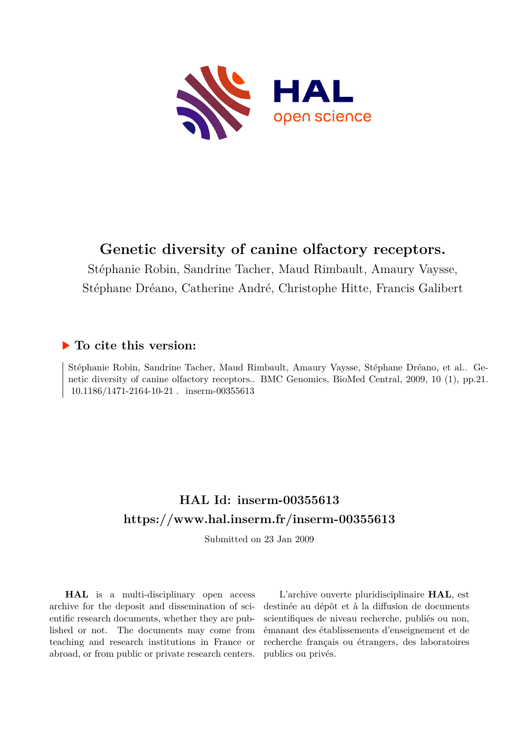# Genetic diversity of canine olfactory receptors.

Stéphanie Robin, Sandrine Tacher, Maud Rimbault, Amaury Vaysse, Stéphane Dréano, Catherine André, Christophe Hitte, Francis Galibert

## ▶ To cite this version:

Stéphanie Robin, Sandrine Tacher, Maud Rimbault, Amaury Vaysse, Stéphane Dréano, et al.. Genetic diversity of canine olfactory receptors.. BMC Genomics, BioMed Central, 2009, 10 (1), pp.21. 10.1186/1471-2164-10-21 . inserm-00355613

## HAL Id: inserm-00355613
## https://www.hal.inserm.fr/inserm-00355613

Submitted on 23 Jan 2009

**HAL** is a multi-disciplinary open access archive for the deposit and dissemination of scientific research documents, whether they are published or not. The documents may come from teaching and research institutions in France or abroad, or from public or private research centers.

L'archive ouverte pluridisciplinaire **HAL**, est destinée au dépôt et à la diffusion de documents scientifiques de niveau recherche, publiés ou non, émanant des établissements d'enseignement et de recherche français ou étrangers, des laboratoires publics ou privés.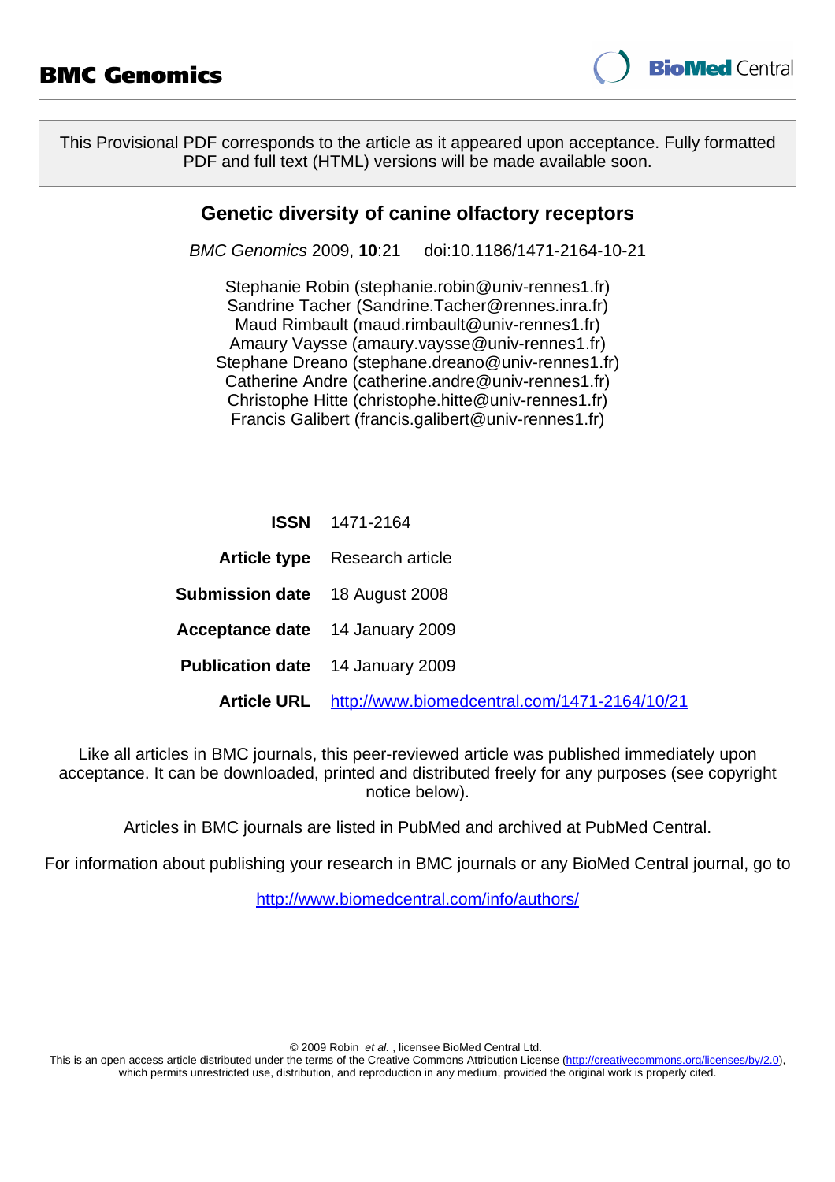**BMC Genomics**

This Provisional PDF corresponds to the article as it appeared upon acceptance. Fully formatted PDF and full text (HTML) versions will be made available soon.

# Genetic diversity of canine olfactory receptors

*BMC Genomics* 2009, **10**:21 doi:10.1186/1471-2164-10-21

Stephanie Robin (stephanie.robin@univ-rennes1.fr)
Sandrine Tacher (Sandrine.Tacher@rennes.inra.fr)
Maud Rimbault (maud.rimbault@univ-rennes1.fr)
Amaury Vaysse (amaury.vaysse@univ-rennes1.fr)
Stephane Dreano (stephane.dreano@univ-rennes1.fr)
Catherine Andre (catherine.andre@univ-rennes1.fr)
Christophe Hitte (christophe.hitte@univ-rennes1.fr)
Francis Galibert (francis.galibert@univ-rennes1.fr)

| | |
|---|---|
| **ISSN** | 1471-2164 |
| **Article type** | Research article |
| **Submission date** | 18 August 2008 |
| **Acceptance date** | 14 January 2009 |
| **Publication date** | 14 January 2009 |
| **Article URL** | http://www.biomedcentral.com/1471-2164/10/21 |

Like all articles in BMC journals, this peer-reviewed article was published immediately upon acceptance. It can be downloaded, printed and distributed freely for any purposes (see copyright notice below).

Articles in BMC journals are listed in PubMed and archived at PubMed Central.

For information about publishing your research in BMC journals or any BioMed Central journal, go to

http://www.biomedcentral.com/info/authors/

© 2009 Robin *et al.* , licensee BioMed Central Ltd.
This is an open access article distributed under the terms of the Creative Commons Attribution License (http://creativecommons.org/licenses/by/2.0), which permits unrestricted use, distribution, and reproduction in any medium, provided the original work is properly cited.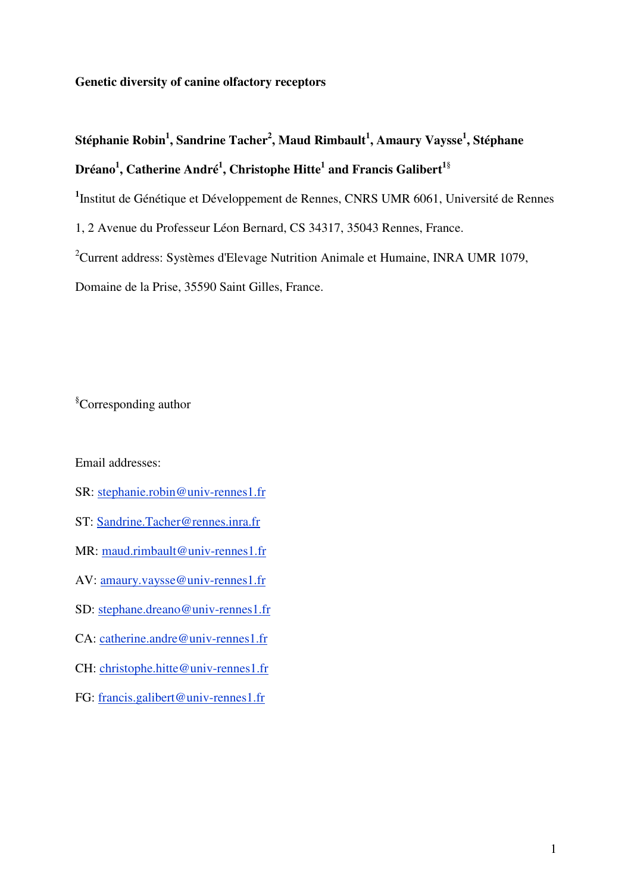**Genetic diversity of canine olfactory receptors**

**Stéphanie Robin[1], Sandrine Tacher[2], Maud Rimbault[1], Amaury Vaysse[1], Stéphane Dréano[1], Catherine André[1], Christophe Hitte[1] and Francis Galibert[1§]**

[1]Institut de Génétique et Développement de Rennes, CNRS UMR 6061, Université de Rennes 1, 2 Avenue du Professeur Léon Bernard, CS 34317, 35043 Rennes, France.

[2]Current address: Systèmes d'Elevage Nutrition Animale et Humaine, INRA UMR 1079, Domaine de la Prise, 35590 Saint Gilles, France.

[§]Corresponding author

Email addresses:

SR: stephanie.robin@univ-rennes1.fr

ST: Sandrine.Tacher@rennes.inra.fr

MR: maud.rimbault@univ-rennes1.fr

AV: amaury.vaysse@univ-rennes1.fr

SD: stephane.dreano@univ-rennes1.fr

CA: catherine.andre@univ-rennes1.fr

CH: christophe.hitte@univ-rennes1.fr

FG: francis.galibert@univ-rennes1.fr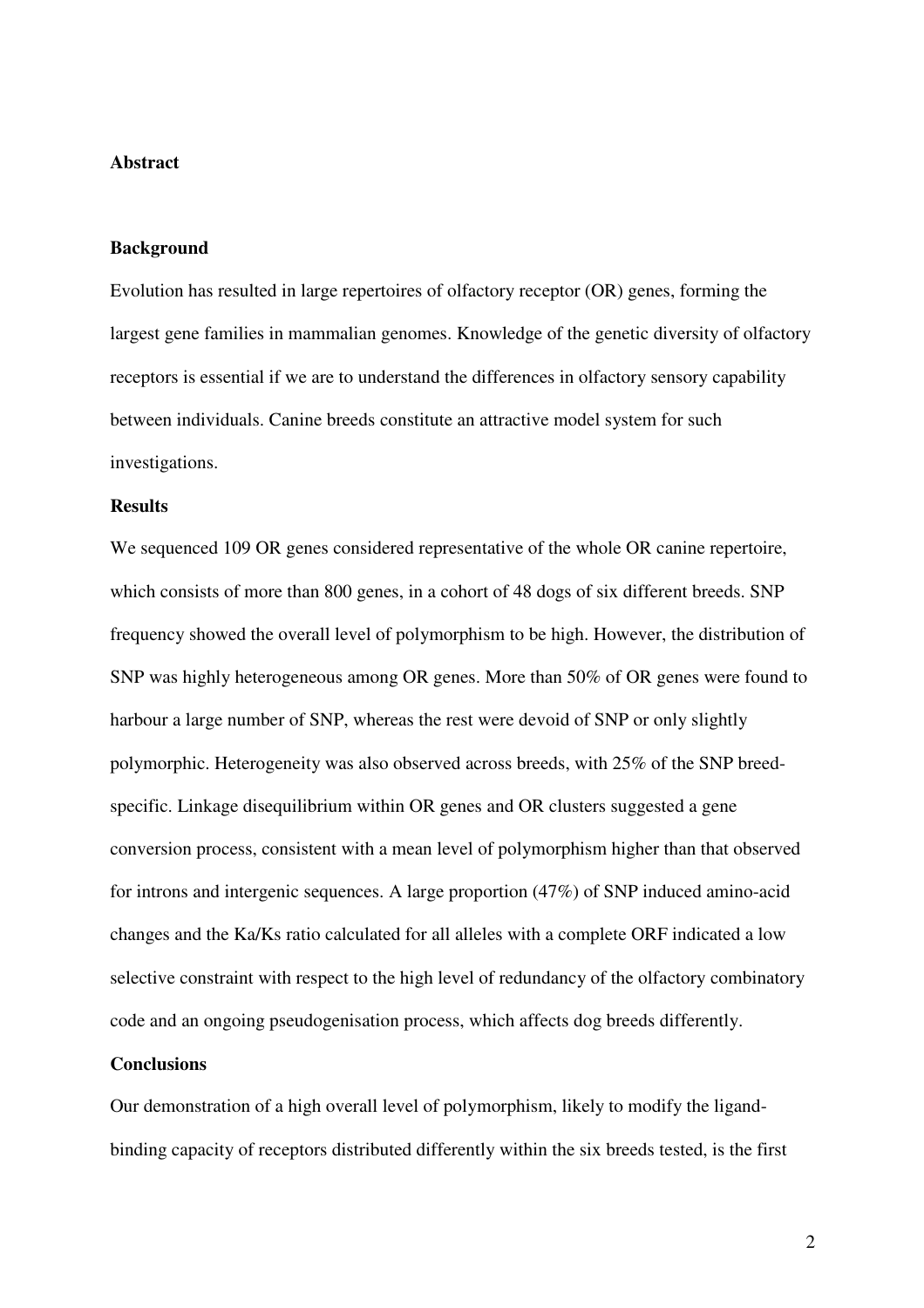## Abstract

### Background

Evolution has resulted in large repertoires of olfactory receptor (OR) genes, forming the largest gene families in mammalian genomes. Knowledge of the genetic diversity of olfactory receptors is essential if we are to understand the differences in olfactory sensory capability between individuals. Canine breeds constitute an attractive model system for such investigations.

### Results

We sequenced 109 OR genes considered representative of the whole OR canine repertoire, which consists of more than 800 genes, in a cohort of 48 dogs of six different breeds. SNP frequency showed the overall level of polymorphism to be high. However, the distribution of SNP was highly heterogeneous among OR genes. More than 50% of OR genes were found to harbour a large number of SNP, whereas the rest were devoid of SNP or only slightly polymorphic. Heterogeneity was also observed across breeds, with 25% of the SNP breed-specific. Linkage disequilibrium within OR genes and OR clusters suggested a gene conversion process, consistent with a mean level of polymorphism higher than that observed for introns and intergenic sequences. A large proportion (47%) of SNP induced amino-acid changes and the Ka/Ks ratio calculated for all alleles with a complete ORF indicated a low selective constraint with respect to the high level of redundancy of the olfactory combinatory code and an ongoing pseudogenisation process, which affects dog breeds differently.

### Conclusions

Our demonstration of a high overall level of polymorphism, likely to modify the ligand-binding capacity of receptors distributed differently within the six breeds tested, is the first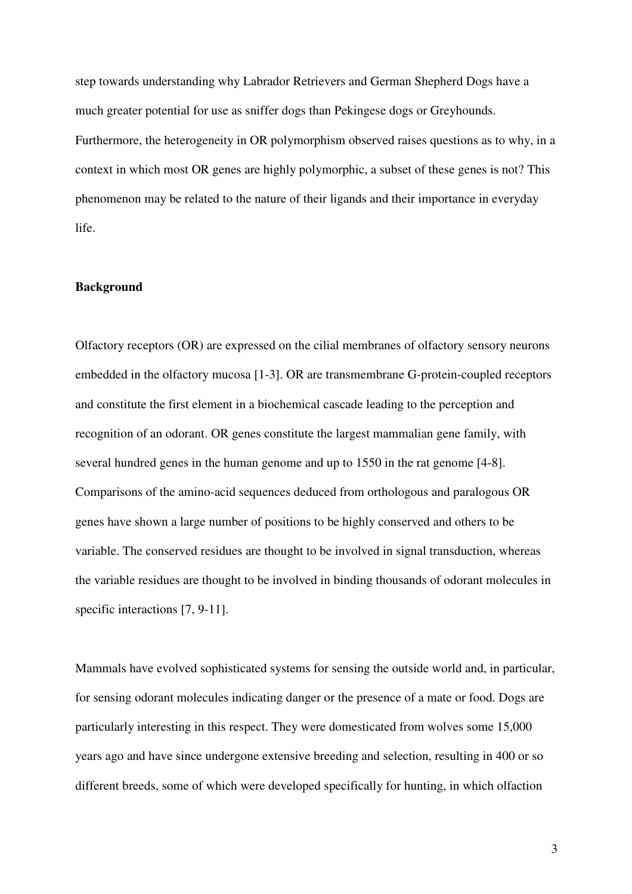step towards understanding why Labrador Retrievers and German Shepherd Dogs have a much greater potential for use as sniffer dogs than Pekingese dogs or Greyhounds. Furthermore, the heterogeneity in OR polymorphism observed raises questions as to why, in a context in which most OR genes are highly polymorphic, a subset of these genes is not? This phenomenon may be related to the nature of their ligands and their importance in everyday life.

## Background

Olfactory receptors (OR) are expressed on the cilial membranes of olfactory sensory neurons embedded in the olfactory mucosa [1-3]. OR are transmembrane G-protein-coupled receptors and constitute the first element in a biochemical cascade leading to the perception and recognition of an odorant. OR genes constitute the largest mammalian gene family, with several hundred genes in the human genome and up to 1550 in the rat genome [4-8]. Comparisons of the amino-acid sequences deduced from orthologous and paralogous OR genes have shown a large number of positions to be highly conserved and others to be variable. The conserved residues are thought to be involved in signal transduction, whereas the variable residues are thought to be involved in binding thousands of odorant molecules in specific interactions [7, 9-11].

Mammals have evolved sophisticated systems for sensing the outside world and, in particular, for sensing odorant molecules indicating danger or the presence of a mate or food. Dogs are particularly interesting in this respect. They were domesticated from wolves some 15,000 years ago and have since undergone extensive breeding and selection, resulting in 400 or so different breeds, some of which were developed specifically for hunting, in which olfaction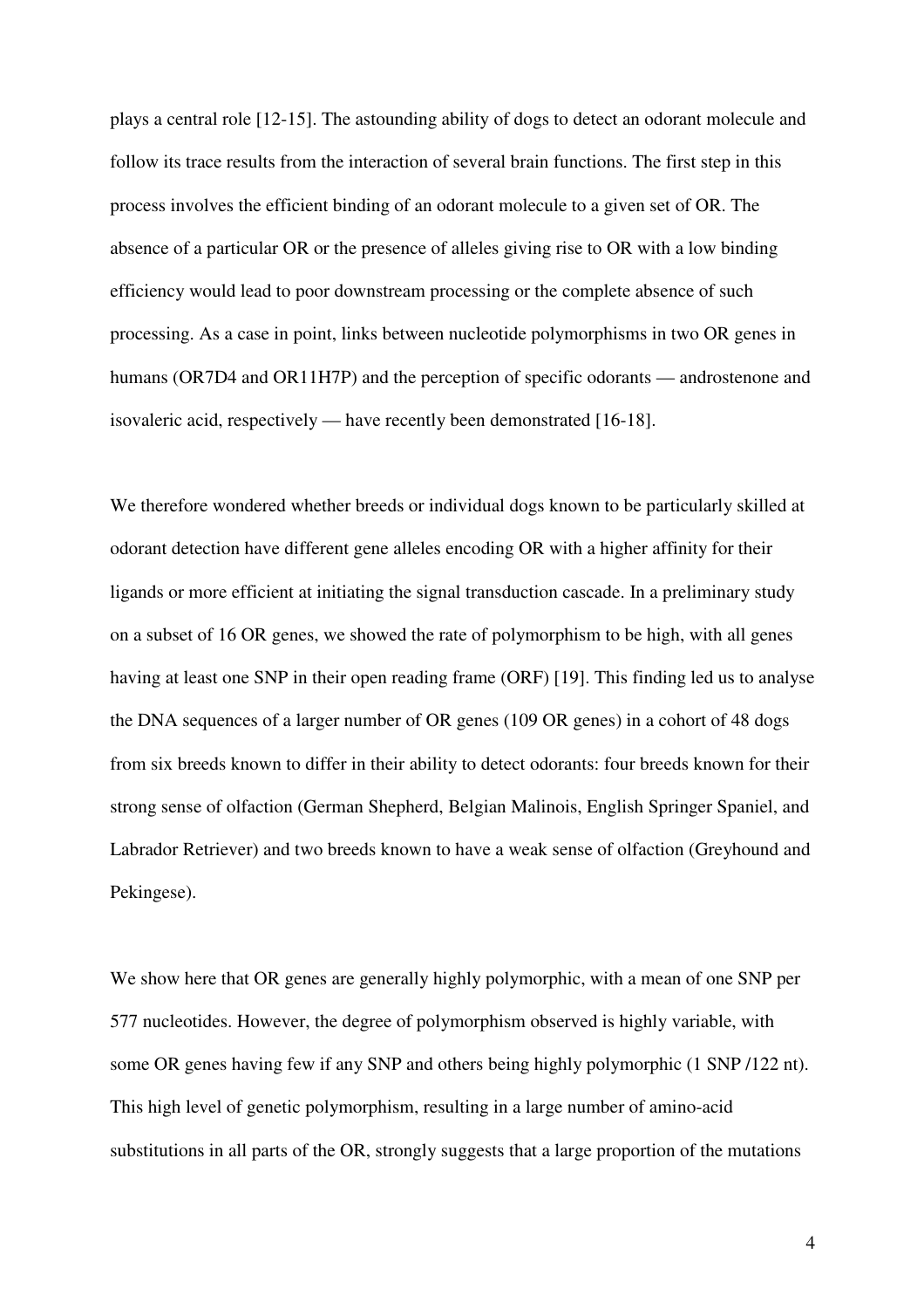plays a central role [12-15]. The astounding ability of dogs to detect an odorant molecule and follow its trace results from the interaction of several brain functions. The first step in this process involves the efficient binding of an odorant molecule to a given set of OR. The absence of a particular OR or the presence of alleles giving rise to OR with a low binding efficiency would lead to poor downstream processing or the complete absence of such processing. As a case in point, links between nucleotide polymorphisms in two OR genes in humans (OR7D4 and OR11H7P) and the perception of specific odorants — androstenone and isovaleric acid, respectively — have recently been demonstrated [16-18].

We therefore wondered whether breeds or individual dogs known to be particularly skilled at odorant detection have different gene alleles encoding OR with a higher affinity for their ligands or more efficient at initiating the signal transduction cascade. In a preliminary study on a subset of 16 OR genes, we showed the rate of polymorphism to be high, with all genes having at least one SNP in their open reading frame (ORF) [19]. This finding led us to analyse the DNA sequences of a larger number of OR genes (109 OR genes) in a cohort of 48 dogs from six breeds known to differ in their ability to detect odorants: four breeds known for their strong sense of olfaction (German Shepherd, Belgian Malinois, English Springer Spaniel, and Labrador Retriever) and two breeds known to have a weak sense of olfaction (Greyhound and Pekingese).

We show here that OR genes are generally highly polymorphic, with a mean of one SNP per 577 nucleotides. However, the degree of polymorphism observed is highly variable, with some OR genes having few if any SNP and others being highly polymorphic (1 SNP /122 nt). This high level of genetic polymorphism, resulting in a large number of amino-acid substitutions in all parts of the OR, strongly suggests that a large proportion of the mutations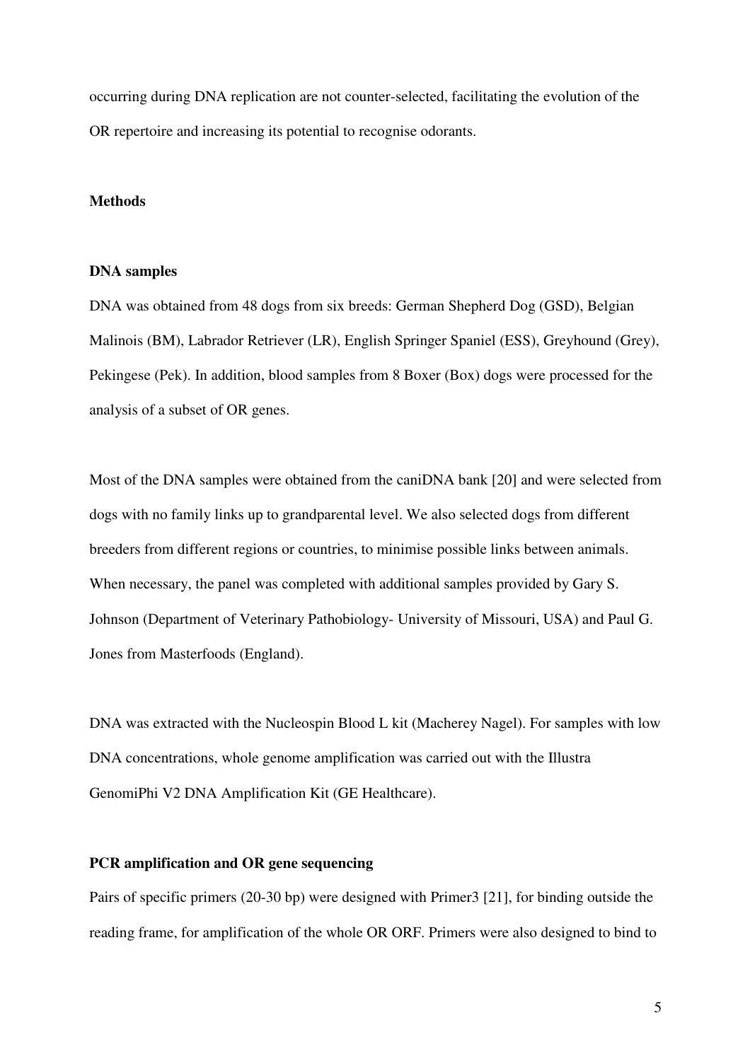occurring during DNA replication are not counter-selected, facilitating the evolution of the OR repertoire and increasing its potential to recognise odorants.

## Methods

### DNA samples

DNA was obtained from 48 dogs from six breeds: German Shepherd Dog (GSD), Belgian Malinois (BM), Labrador Retriever (LR), English Springer Spaniel (ESS), Greyhound (Grey), Pekingese (Pek). In addition, blood samples from 8 Boxer (Box) dogs were processed for the analysis of a subset of OR genes.

Most of the DNA samples were obtained from the caniDNA bank [20] and were selected from dogs with no family links up to grandparental level. We also selected dogs from different breeders from different regions or countries, to minimise possible links between animals. When necessary, the panel was completed with additional samples provided by Gary S. Johnson (Department of Veterinary Pathobiology- University of Missouri, USA) and Paul G. Jones from Masterfoods (England).

DNA was extracted with the Nucleospin Blood L kit (Macherey Nagel). For samples with low DNA concentrations, whole genome amplification was carried out with the Illustra GenomiPhi V2 DNA Amplification Kit (GE Healthcare).

### PCR amplification and OR gene sequencing

Pairs of specific primers (20-30 bp) were designed with Primer3 [21], for binding outside the reading frame, for amplification of the whole OR ORF. Primers were also designed to bind to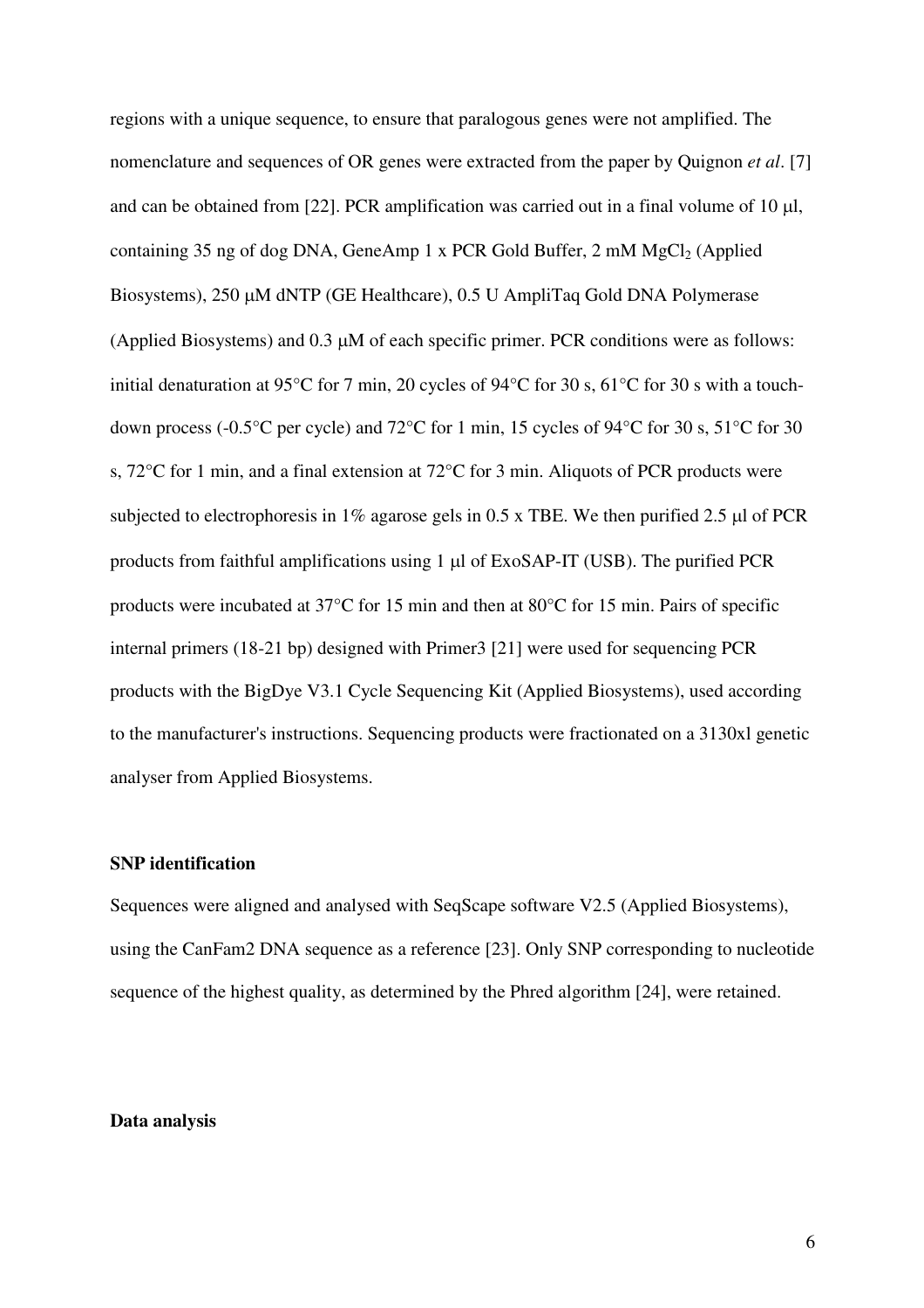regions with a unique sequence, to ensure that paralogous genes were not amplified. The nomenclature and sequences of OR genes were extracted from the paper by Quignon *et al*. [7] and can be obtained from [22]. PCR amplification was carried out in a final volume of 10 µl, containing 35 ng of dog DNA, GeneAmp 1 x PCR Gold Buffer, 2 mM $MgCl_2$ (Applied Biosystems), 250 µM dNTP (GE Healthcare), 0.5 U AmpliTaq Gold DNA Polymerase (Applied Biosystems) and 0.3 µM of each specific primer. PCR conditions were as follows: initial denaturation at 95°C for 7 min, 20 cycles of 94°C for 30 s, 61°C for 30 s with a touch-down process (-0.5°C per cycle) and 72°C for 1 min, 15 cycles of 94°C for 30 s, 51°C for 30 s, 72°C for 1 min, and a final extension at 72°C for 3 min. Aliquots of PCR products were subjected to electrophoresis in 1% agarose gels in 0.5 x TBE. We then purified 2.5 µl of PCR products from faithful amplifications using 1 µl of ExoSAP-IT (USB). The purified PCR products were incubated at 37°C for 15 min and then at 80°C for 15 min. Pairs of specific internal primers (18-21 bp) designed with Primer3 [21] were used for sequencing PCR products with the BigDye V3.1 Cycle Sequencing Kit (Applied Biosystems), used according to the manufacturer's instructions. Sequencing products were fractionated on a 3130xl genetic analyser from Applied Biosystems.

**SNP identification**

Sequences were aligned and analysed with SeqScape software V2.5 (Applied Biosystems), using the CanFam2 DNA sequence as a reference [23]. Only SNP corresponding to nucleotide sequence of the highest quality, as determined by the Phred algorithm [24], were retained.

**Data analysis**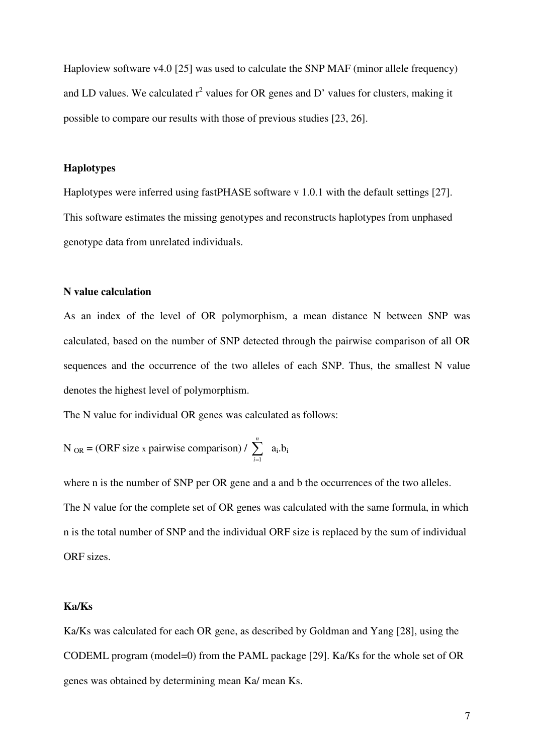Haploview software v4.0 [25] was used to calculate the SNP MAF (minor allele frequency) and LD values. We calculated $r^2$ values for OR genes and D' values for clusters, making it possible to compare our results with those of previous studies [23, 26].

### Haplotypes

Haplotypes were inferred using fastPHASE software v 1.0.1 with the default settings [27]. This software estimates the missing genotypes and reconstructs haplotypes from unphased genotype data from unrelated individuals.

### N value calculation

As an index of the level of OR polymorphism, a mean distance N between SNP was calculated, based on the number of SNP detected through the pairwise comparison of all OR sequences and the occurrence of the two alleles of each SNP. Thus, the smallest N value denotes the highest level of polymorphism.

The N value for individual OR genes was calculated as follows:

$$N_{OR} = (\text{ORF size} \times \text{pairwise comparison}) / \sum_{i=1}^{n} a_i . b_i$$

where n is the number of SNP per OR gene and a and b the occurrences of the two alleles. The N value for the complete set of OR genes was calculated with the same formula, in which n is the total number of SNP and the individual ORF size is replaced by the sum of individual ORF sizes.

### Ka/Ks

Ka/Ks was calculated for each OR gene, as described by Goldman and Yang [28], using the CODEML program (model=0) from the PAML package [29]. Ka/Ks for the whole set of OR genes was obtained by determining mean Ka/ mean Ks.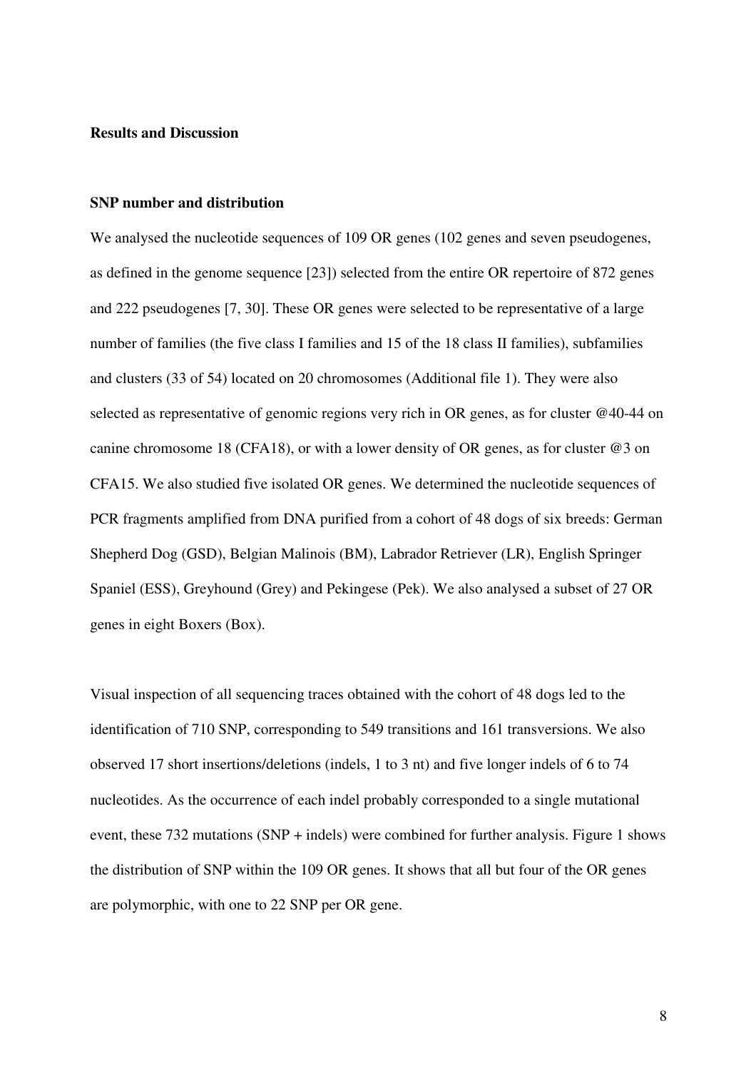## Results and Discussion

### SNP number and distribution

We analysed the nucleotide sequences of 109 OR genes (102 genes and seven pseudogenes, as defined in the genome sequence [23]) selected from the entire OR repertoire of 872 genes and 222 pseudogenes [7, 30]. These OR genes were selected to be representative of a large number of families (the five class I families and 15 of the 18 class II families), subfamilies and clusters (33 of 54) located on 20 chromosomes (Additional file 1). They were also selected as representative of genomic regions very rich in OR genes, as for cluster @40-44 on canine chromosome 18 (CFA18), or with a lower density of OR genes, as for cluster @3 on CFA15. We also studied five isolated OR genes. We determined the nucleotide sequences of PCR fragments amplified from DNA purified from a cohort of 48 dogs of six breeds: German Shepherd Dog (GSD), Belgian Malinois (BM), Labrador Retriever (LR), English Springer Spaniel (ESS), Greyhound (Grey) and Pekingese (Pek). We also analysed a subset of 27 OR genes in eight Boxers (Box).

Visual inspection of all sequencing traces obtained with the cohort of 48 dogs led to the identification of 710 SNP, corresponding to 549 transitions and 161 transversions. We also observed 17 short insertions/deletions (indels, 1 to 3 nt) and five longer indels of 6 to 74 nucleotides. As the occurrence of each indel probably corresponded to a single mutational event, these 732 mutations (SNP + indels) were combined for further analysis. Figure 1 shows the distribution of SNP within the 109 OR genes. It shows that all but four of the OR genes are polymorphic, with one to 22 SNP per OR gene.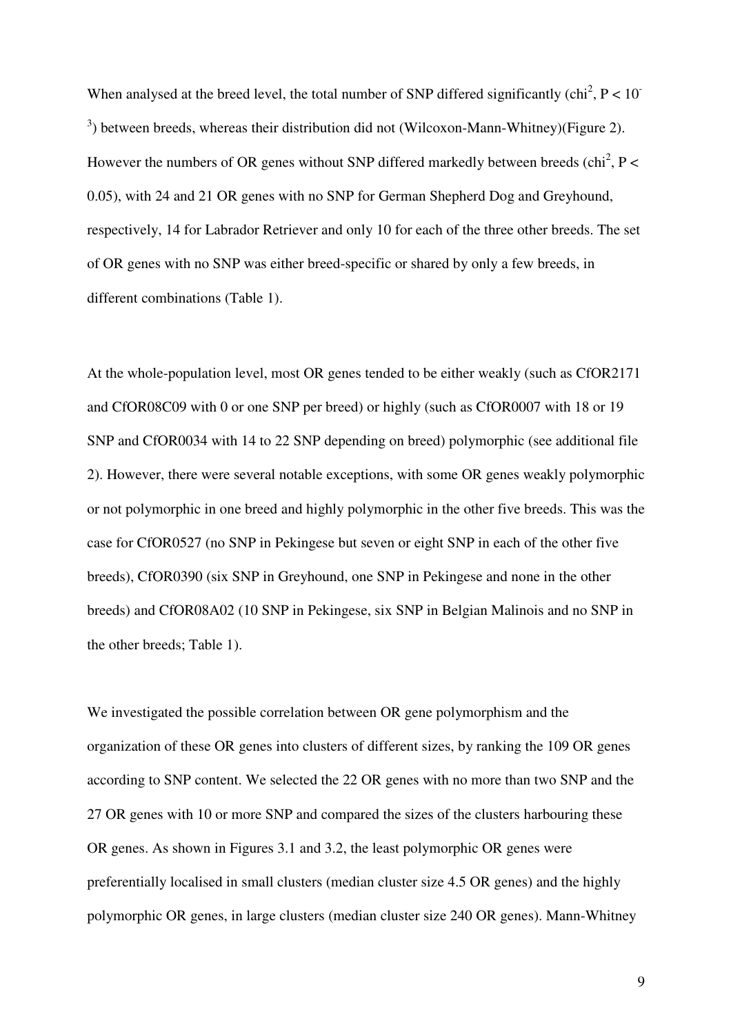When analysed at the breed level, the total number of SNP differed significantly (chi$^2$, $P < 10^{-3}$) between breeds, whereas their distribution did not (Wilcoxon-Mann-Whitney)(Figure 2). However the numbers of OR genes without SNP differed markedly between breeds (chi$^2$, $P < 0.05$), with 24 and 21 OR genes with no SNP for German Shepherd Dog and Greyhound, respectively, 14 for Labrador Retriever and only 10 for each of the three other breeds. The set of OR genes with no SNP was either breed-specific or shared by only a few breeds, in different combinations (Table 1).

At the whole-population level, most OR genes tended to be either weakly (such as CfOR2171 and CfOR08C09 with 0 or one SNP per breed) or highly (such as CfOR0007 with 18 or 19 SNP and CfOR0034 with 14 to 22 SNP depending on breed) polymorphic (see additional file 2). However, there were several notable exceptions, with some OR genes weakly polymorphic or not polymorphic in one breed and highly polymorphic in the other five breeds. This was the case for CfOR0527 (no SNP in Pekingese but seven or eight SNP in each of the other five breeds), CfOR0390 (six SNP in Greyhound, one SNP in Pekingese and none in the other breeds) and CfOR08A02 (10 SNP in Pekingese, six SNP in Belgian Malinois and no SNP in the other breeds; Table 1).

We investigated the possible correlation between OR gene polymorphism and the organization of these OR genes into clusters of different sizes, by ranking the 109 OR genes according to SNP content. We selected the 22 OR genes with no more than two SNP and the 27 OR genes with 10 or more SNP and compared the sizes of the clusters harbouring these OR genes. As shown in Figures 3.1 and 3.2, the least polymorphic OR genes were preferentially localised in small clusters (median cluster size 4.5 OR genes) and the highly polymorphic OR genes, in large clusters (median cluster size 240 OR genes). Mann-Whitney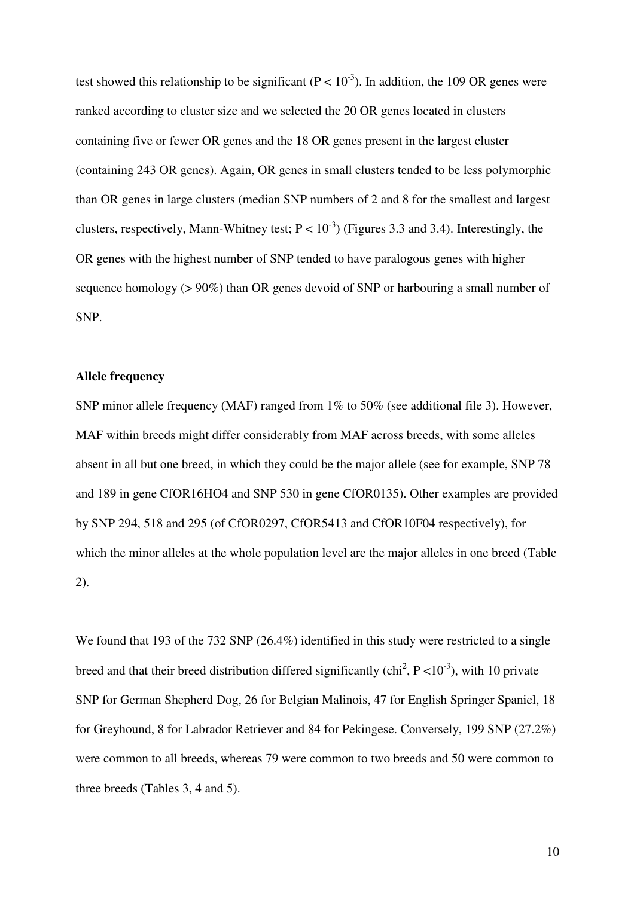test showed this relationship to be significant ($P < 10^{-3}$). In addition, the 109 OR genes were ranked according to cluster size and we selected the 20 OR genes located in clusters containing five or fewer OR genes and the 18 OR genes present in the largest cluster (containing 243 OR genes). Again, OR genes in small clusters tended to be less polymorphic than OR genes in large clusters (median SNP numbers of 2 and 8 for the smallest and largest clusters, respectively, Mann-Whitney test; $P < 10^{-3}$) (Figures 3.3 and 3.4). Interestingly, the OR genes with the highest number of SNP tended to have paralogous genes with higher sequence homology (> 90%) than OR genes devoid of SNP or harbouring a small number of SNP.

**Allele frequency**

SNP minor allele frequency (MAF) ranged from 1% to 50% (see additional file 3). However, MAF within breeds might differ considerably from MAF across breeds, with some alleles absent in all but one breed, in which they could be the major allele (see for example, SNP 78 and 189 in gene CfOR16HO4 and SNP 530 in gene CfOR0135). Other examples are provided by SNP 294, 518 and 295 (of CfOR0297, CfOR5413 and CfOR10F04 respectively), for which the minor alleles at the whole population level are the major alleles in one breed (Table 2).

We found that 193 of the 732 SNP (26.4%) identified in this study were restricted to a single breed and that their breed distribution differed significantly ($chi^2$, $P < 10^{-3}$), with 10 private SNP for German Shepherd Dog, 26 for Belgian Malinois, 47 for English Springer Spaniel, 18 for Greyhound, 8 for Labrador Retriever and 84 for Pekingese. Conversely, 199 SNP (27.2%) were common to all breeds, whereas 79 were common to two breeds and 50 were common to three breeds (Tables 3, 4 and 5).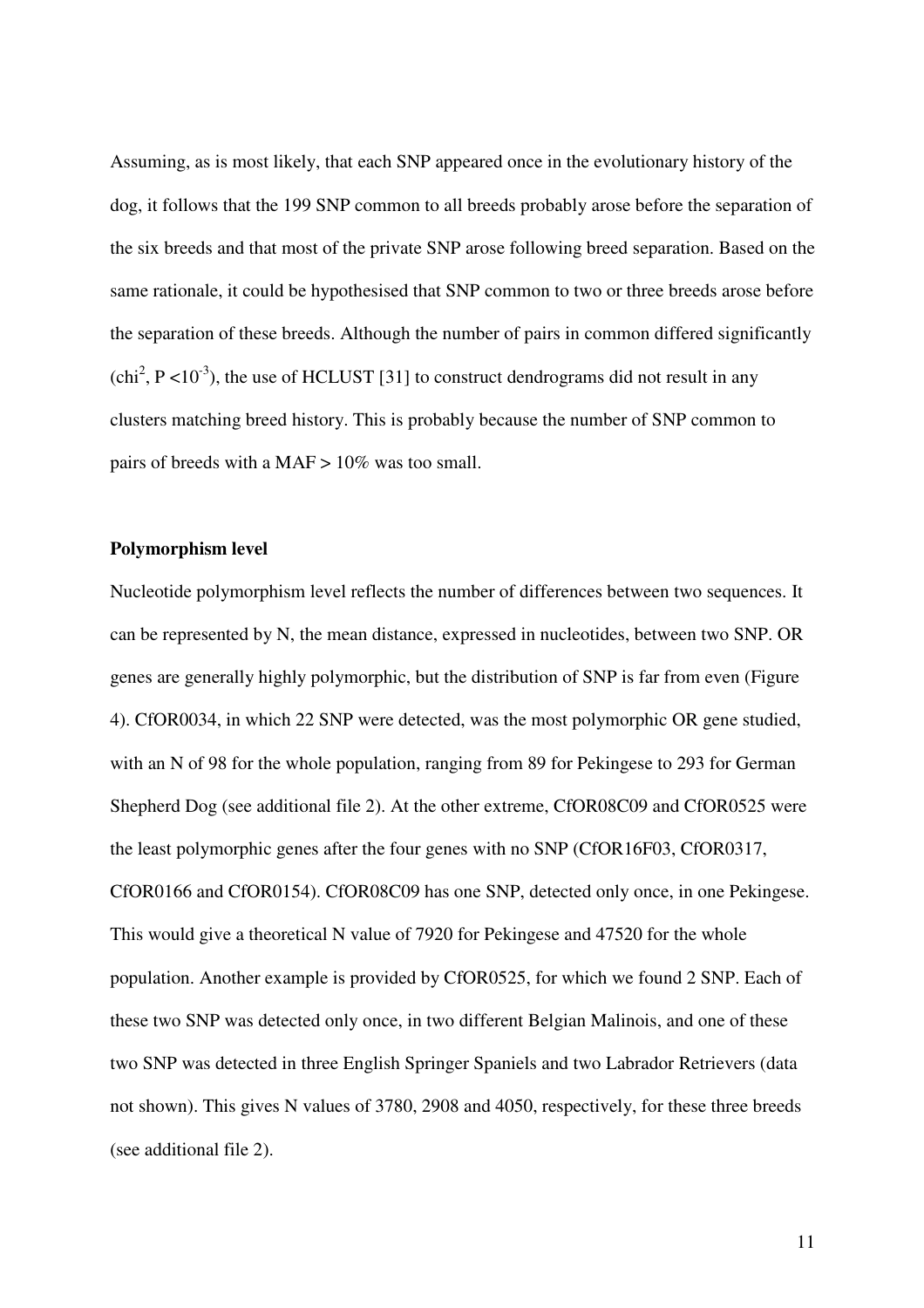Assuming, as is most likely, that each SNP appeared once in the evolutionary history of the dog, it follows that the 199 SNP common to all breeds probably arose before the separation of the six breeds and that most of the private SNP arose following breed separation. Based on the same rationale, it could be hypothesised that SNP common to two or three breeds arose before the separation of these breeds. Although the number of pairs in common differed significantly ($chi^2$, $P < 10^{-3}$), the use of HCLUST [31] to construct dendrograms did not result in any clusters matching breed history. This is probably because the number of SNP common to pairs of breeds with a MAF > 10% was too small.

**Polymorphism level**

Nucleotide polymorphism level reflects the number of differences between two sequences. It can be represented by N, the mean distance, expressed in nucleotides, between two SNP. OR genes are generally highly polymorphic, but the distribution of SNP is far from even (Figure 4). CfOR0034, in which 22 SNP were detected, was the most polymorphic OR gene studied, with an N of 98 for the whole population, ranging from 89 for Pekingese to 293 for German Shepherd Dog (see additional file 2). At the other extreme, CfOR08C09 and CfOR0525 were the least polymorphic genes after the four genes with no SNP (CfOR16F03, CfOR0317, CfOR0166 and CfOR0154). CfOR08C09 has one SNP, detected only once, in one Pekingese. This would give a theoretical N value of 7920 for Pekingese and 47520 for the whole population. Another example is provided by CfOR0525, for which we found 2 SNP. Each of these two SNP was detected only once, in two different Belgian Malinois, and one of these two SNP was detected in three English Springer Spaniels and two Labrador Retrievers (data not shown). This gives N values of 3780, 2908 and 4050, respectively, for these three breeds (see additional file 2).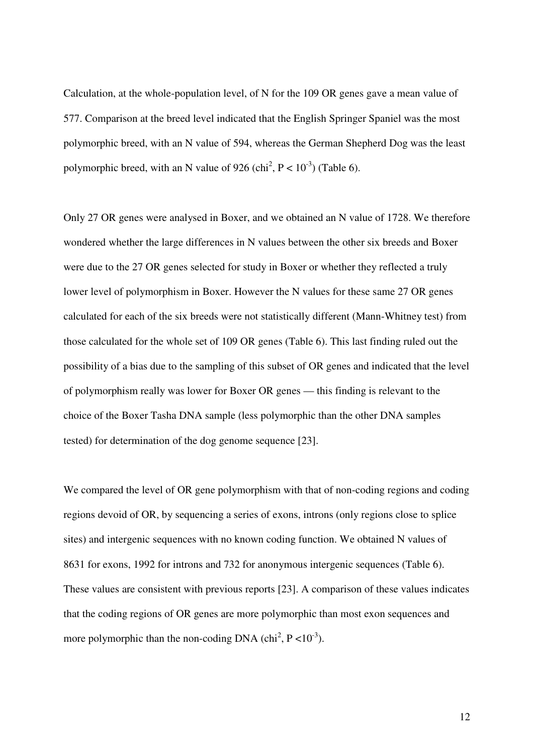Calculation, at the whole-population level, of N for the 109 OR genes gave a mean value of 577. Comparison at the breed level indicated that the English Springer Spaniel was the most polymorphic breed, with an N value of 594, whereas the German Shepherd Dog was the least polymorphic breed, with an N value of 926 ($chi^2$, $P < 10^{-3}$) (Table 6).

Only 27 OR genes were analysed in Boxer, and we obtained an N value of 1728. We therefore wondered whether the large differences in N values between the other six breeds and Boxer were due to the 27 OR genes selected for study in Boxer or whether they reflected a truly lower level of polymorphism in Boxer. However the N values for these same 27 OR genes calculated for each of the six breeds were not statistically different (Mann-Whitney test) from those calculated for the whole set of 109 OR genes (Table 6). This last finding ruled out the possibility of a bias due to the sampling of this subset of OR genes and indicated that the level of polymorphism really was lower for Boxer OR genes — this finding is relevant to the choice of the Boxer Tasha DNA sample (less polymorphic than the other DNA samples tested) for determination of the dog genome sequence [23].

We compared the level of OR gene polymorphism with that of non-coding regions and coding regions devoid of OR, by sequencing a series of exons, introns (only regions close to splice sites) and intergenic sequences with no known coding function. We obtained N values of 8631 for exons, 1992 for introns and 732 for anonymous intergenic sequences (Table 6). These values are consistent with previous reports [23]. A comparison of these values indicates that the coding regions of OR genes are more polymorphic than most exon sequences and more polymorphic than the non-coding DNA ($chi^2$, $P < 10^{-3}$).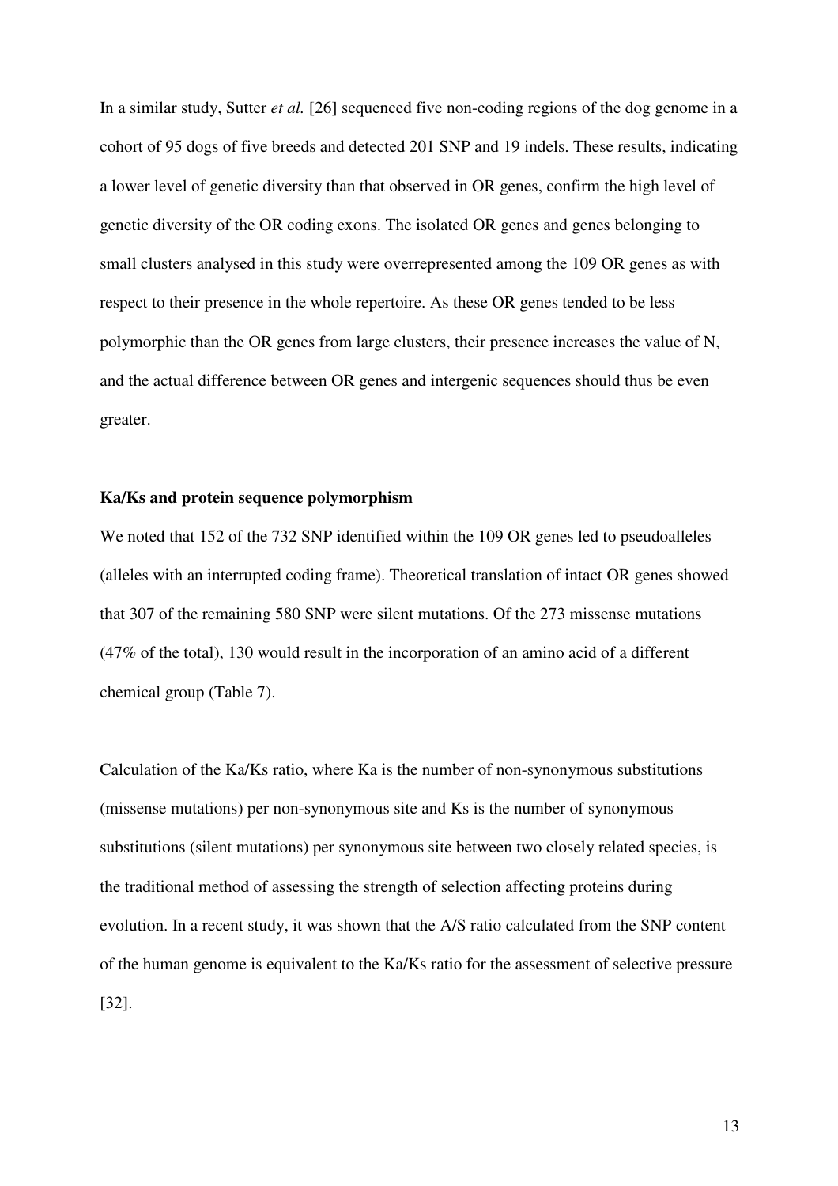In a similar study, Sutter *et al.* [26] sequenced five non-coding regions of the dog genome in a cohort of 95 dogs of five breeds and detected 201 SNP and 19 indels. These results, indicating a lower level of genetic diversity than that observed in OR genes, confirm the high level of genetic diversity of the OR coding exons. The isolated OR genes and genes belonging to small clusters analysed in this study were overrepresented among the 109 OR genes as with respect to their presence in the whole repertoire. As these OR genes tended to be less polymorphic than the OR genes from large clusters, their presence increases the value of N, and the actual difference between OR genes and intergenic sequences should thus be even greater.

**Ka/Ks and protein sequence polymorphism**

We noted that 152 of the 732 SNP identified within the 109 OR genes led to pseudoalleles (alleles with an interrupted coding frame). Theoretical translation of intact OR genes showed that 307 of the remaining 580 SNP were silent mutations. Of the 273 missense mutations (47% of the total), 130 would result in the incorporation of an amino acid of a different chemical group (Table 7).

Calculation of the Ka/Ks ratio, where Ka is the number of non-synonymous substitutions (missense mutations) per non-synonymous site and Ks is the number of synonymous substitutions (silent mutations) per synonymous site between two closely related species, is the traditional method of assessing the strength of selection affecting proteins during evolution. In a recent study, it was shown that the A/S ratio calculated from the SNP content of the human genome is equivalent to the Ka/Ks ratio for the assessment of selective pressure [32].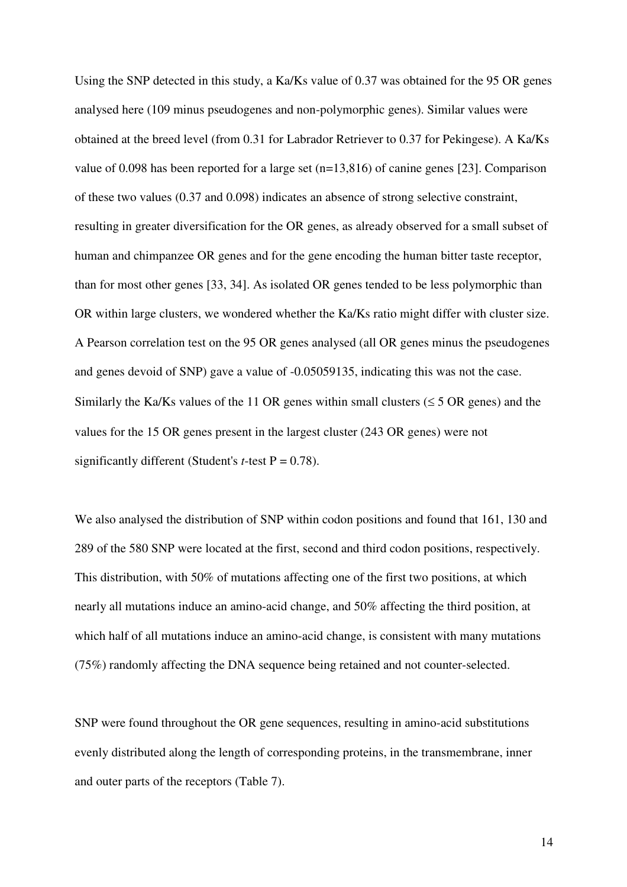Using the SNP detected in this study, a Ka/Ks value of 0.37 was obtained for the 95 OR genes analysed here (109 minus pseudogenes and non-polymorphic genes). Similar values were obtained at the breed level (from 0.31 for Labrador Retriever to 0.37 for Pekingese). A Ka/Ks value of 0.098 has been reported for a large set (n=13,816) of canine genes [23]. Comparison of these two values (0.37 and 0.098) indicates an absence of strong selective constraint, resulting in greater diversification for the OR genes, as already observed for a small subset of human and chimpanzee OR genes and for the gene encoding the human bitter taste receptor, than for most other genes [33, 34]. As isolated OR genes tended to be less polymorphic than OR within large clusters, we wondered whether the Ka/Ks ratio might differ with cluster size. A Pearson correlation test on the 95 OR genes analysed (all OR genes minus the pseudogenes and genes devoid of SNP) gave a value of -0.05059135, indicating this was not the case. Similarly the Ka/Ks values of the 11 OR genes within small clusters (≤ 5 OR genes) and the values for the 15 OR genes present in the largest cluster (243 OR genes) were not significantly different (Student's *t*-test $P = 0.78$).

We also analysed the distribution of SNP within codon positions and found that 161, 130 and 289 of the 580 SNP were located at the first, second and third codon positions, respectively. This distribution, with 50% of mutations affecting one of the first two positions, at which nearly all mutations induce an amino-acid change, and 50% affecting the third position, at which half of all mutations induce an amino-acid change, is consistent with many mutations (75%) randomly affecting the DNA sequence being retained and not counter-selected.

SNP were found throughout the OR gene sequences, resulting in amino-acid substitutions evenly distributed along the length of corresponding proteins, in the transmembrane, inner and outer parts of the receptors (Table 7).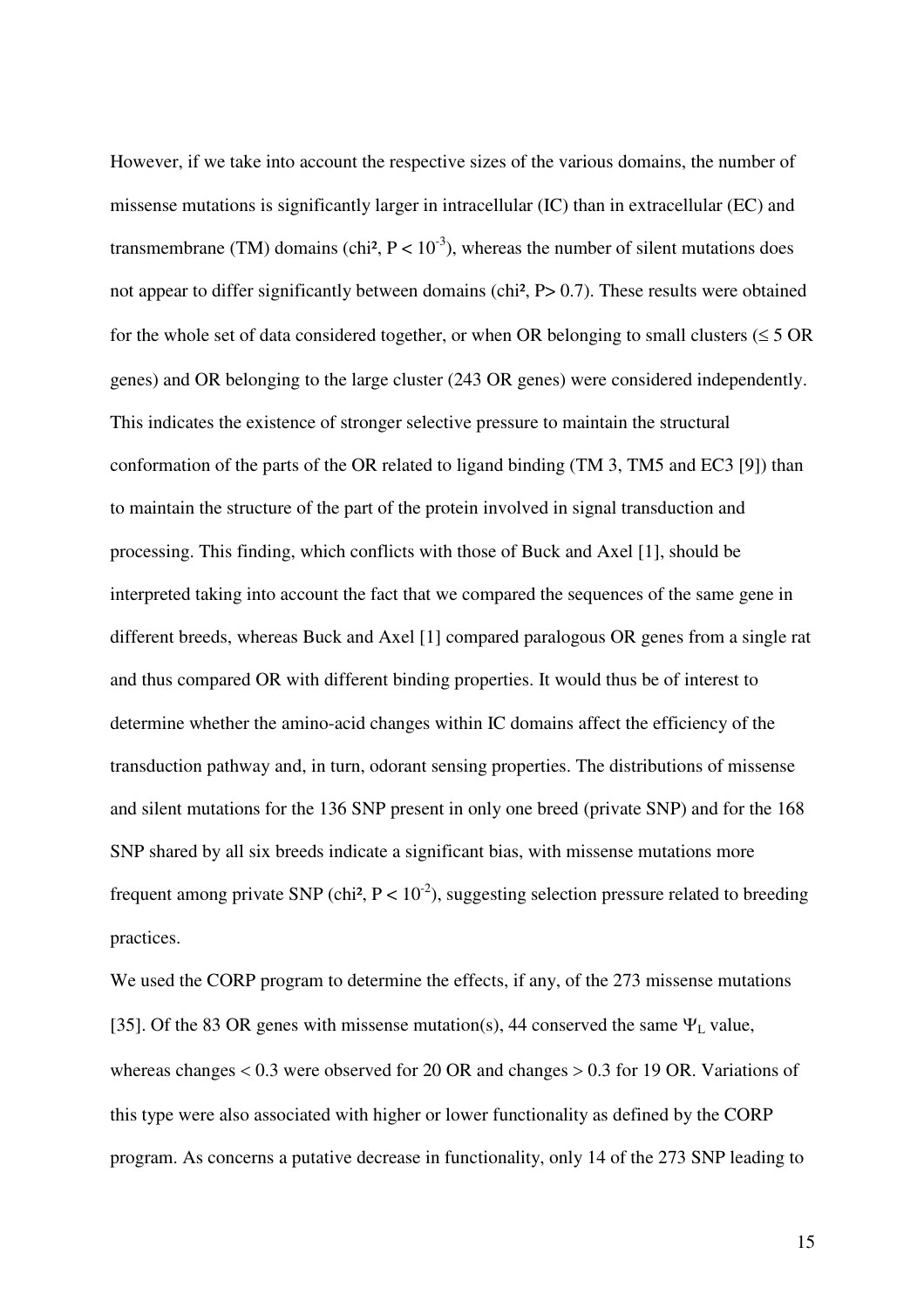However, if we take into account the respective sizes of the various domains, the number of missense mutations is significantly larger in intracellular (IC) than in extracellular (EC) and transmembrane (TM) domains (chi², $P < 10^{-3}$), whereas the number of silent mutations does not appear to differ significantly between domains (chi², $P > 0.7$). These results were obtained for the whole set of data considered together, or when OR belonging to small clusters (≤ 5 OR genes) and OR belonging to the large cluster (243 OR genes) were considered independently. This indicates the existence of stronger selective pressure to maintain the structural conformation of the parts of the OR related to ligand binding (TM 3, TM5 and EC3 [9]) than to maintain the structure of the part of the protein involved in signal transduction and processing. This finding, which conflicts with those of Buck and Axel [1], should be interpreted taking into account the fact that we compared the sequences of the same gene in different breeds, whereas Buck and Axel [1] compared paralogous OR genes from a single rat and thus compared OR with different binding properties. It would thus be of interest to determine whether the amino-acid changes within IC domains affect the efficiency of the transduction pathway and, in turn, odorant sensing properties. The distributions of missense and silent mutations for the 136 SNP present in only one breed (private SNP) and for the 168 SNP shared by all six breeds indicate a significant bias, with missense mutations more frequent among private SNP (chi², $P < 10^{-2}$), suggesting selection pressure related to breeding practices.

We used the CORP program to determine the effects, if any, of the 273 missense mutations [35]. Of the 83 OR genes with missense mutation(s), 44 conserved the same $\Psi_L$ value, whereas changes < 0.3 were observed for 20 OR and changes > 0.3 for 19 OR. Variations of this type were also associated with higher or lower functionality as defined by the CORP program. As concerns a putative decrease in functionality, only 14 of the 273 SNP leading to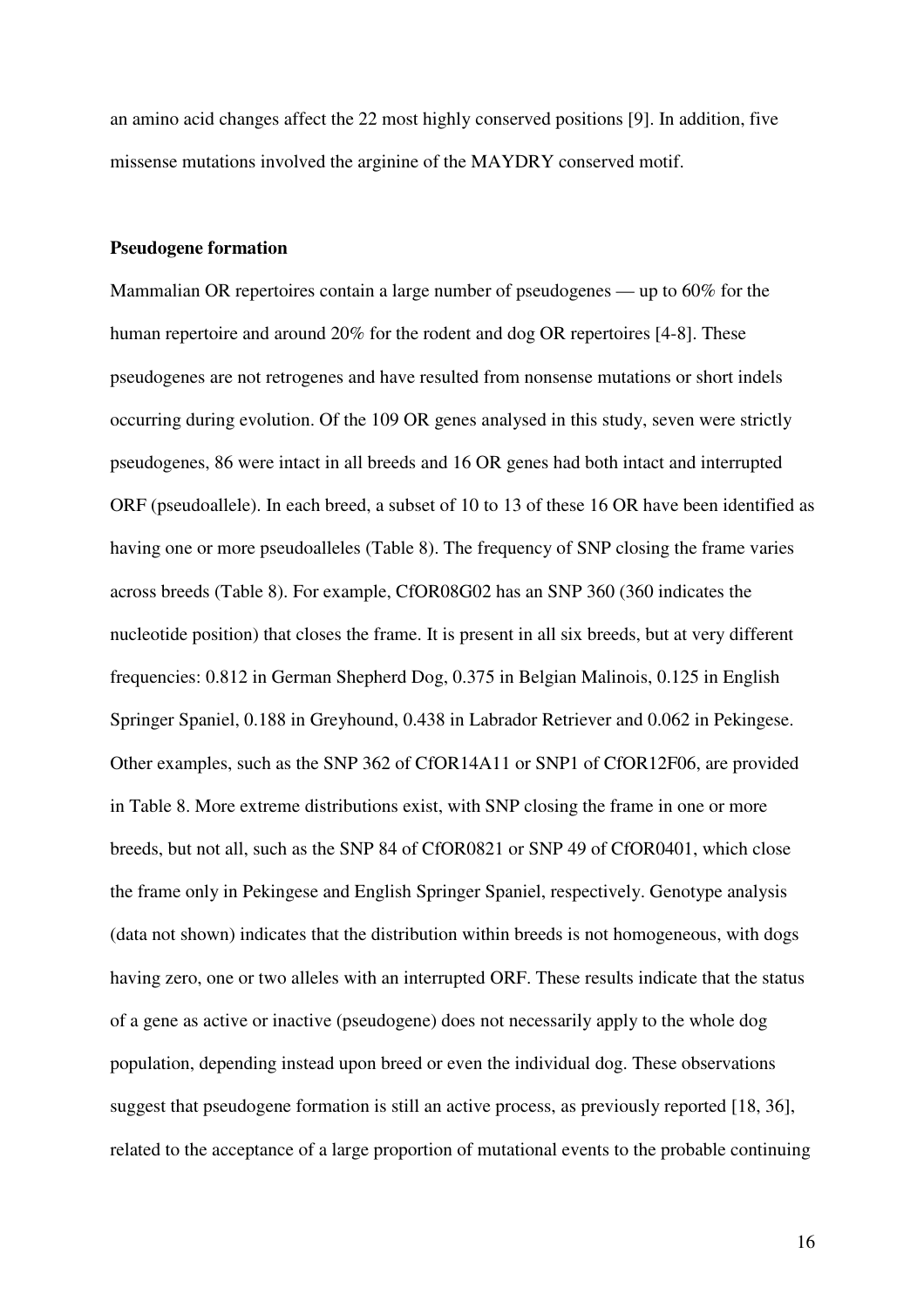an amino acid changes affect the 22 most highly conserved positions [9]. In addition, five missense mutations involved the arginine of the MAYDRY conserved motif.

**Pseudogene formation**

Mammalian OR repertoires contain a large number of pseudogenes — up to 60% for the human repertoire and around 20% for the rodent and dog OR repertoires [4-8]. These pseudogenes are not retrogenes and have resulted from nonsense mutations or short indels occurring during evolution. Of the 109 OR genes analysed in this study, seven were strictly pseudogenes, 86 were intact in all breeds and 16 OR genes had both intact and interrupted ORF (pseudoallele). In each breed, a subset of 10 to 13 of these 16 OR have been identified as having one or more pseudoalleles (Table 8). The frequency of SNP closing the frame varies across breeds (Table 8). For example, CfOR08G02 has an SNP 360 (360 indicates the nucleotide position) that closes the frame. It is present in all six breeds, but at very different frequencies: 0.812 in German Shepherd Dog, 0.375 in Belgian Malinois, 0.125 in English Springer Spaniel, 0.188 in Greyhound, 0.438 in Labrador Retriever and 0.062 in Pekingese. Other examples, such as the SNP 362 of CfOR14A11 or SNP1 of CfOR12F06, are provided in Table 8. More extreme distributions exist, with SNP closing the frame in one or more breeds, but not all, such as the SNP 84 of CfOR0821 or SNP 49 of CfOR0401, which close the frame only in Pekingese and English Springer Spaniel, respectively. Genotype analysis (data not shown) indicates that the distribution within breeds is not homogeneous, with dogs having zero, one or two alleles with an interrupted ORF. These results indicate that the status of a gene as active or inactive (pseudogene) does not necessarily apply to the whole dog population, depending instead upon breed or even the individual dog. These observations suggest that pseudogene formation is still an active process, as previously reported [18, 36], related to the acceptance of a large proportion of mutational events to the probable continuing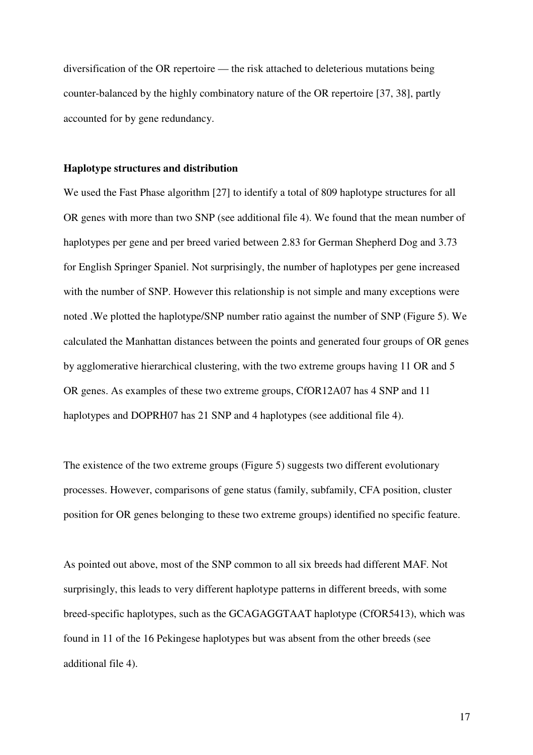diversification of the OR repertoire — the risk attached to deleterious mutations being counter-balanced by the highly combinatory nature of the OR repertoire [37, 38], partly accounted for by gene redundancy.

**Haplotype structures and distribution**

We used the Fast Phase algorithm [27] to identify a total of 809 haplotype structures for all OR genes with more than two SNP (see additional file 4). We found that the mean number of haplotypes per gene and per breed varied between 2.83 for German Shepherd Dog and 3.73 for English Springer Spaniel. Not surprisingly, the number of haplotypes per gene increased with the number of SNP. However this relationship is not simple and many exceptions were noted .We plotted the haplotype/SNP number ratio against the number of SNP (Figure 5). We calculated the Manhattan distances between the points and generated four groups of OR genes by agglomerative hierarchical clustering, with the two extreme groups having 11 OR and 5 OR genes. As examples of these two extreme groups, CfOR12A07 has 4 SNP and 11 haplotypes and DOPRH07 has 21 SNP and 4 haplotypes (see additional file 4).

The existence of the two extreme groups (Figure 5) suggests two different evolutionary processes. However, comparisons of gene status (family, subfamily, CFA position, cluster position for OR genes belonging to these two extreme groups) identified no specific feature.

As pointed out above, most of the SNP common to all six breeds had different MAF. Not surprisingly, this leads to very different haplotype patterns in different breeds, with some breed-specific haplotypes, such as the GCAGAGGTAAT haplotype (CfOR5413), which was found in 11 of the 16 Pekingese haplotypes but was absent from the other breeds (see additional file 4).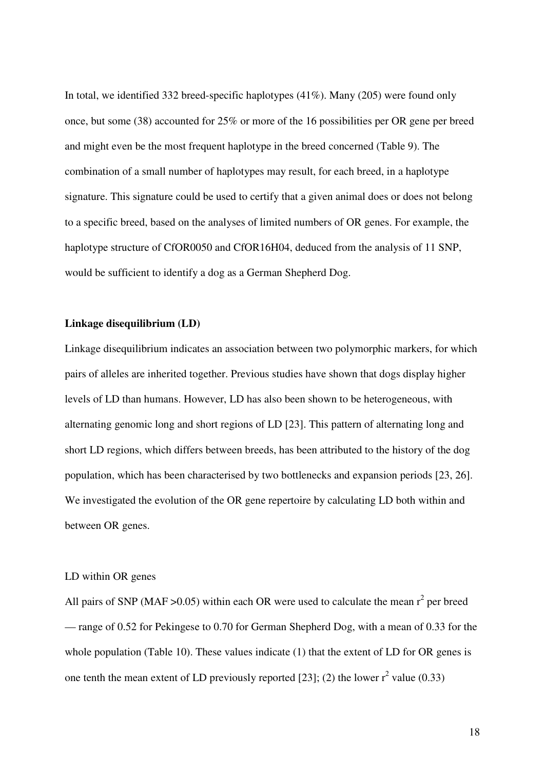In total, we identified 332 breed-specific haplotypes (41%). Many (205) were found only once, but some (38) accounted for 25% or more of the 16 possibilities per OR gene per breed and might even be the most frequent haplotype in the breed concerned (Table 9). The combination of a small number of haplotypes may result, for each breed, in a haplotype signature. This signature could be used to certify that a given animal does or does not belong to a specific breed, based on the analyses of limited numbers of OR genes. For example, the haplotype structure of CfOR0050 and CfOR16H04, deduced from the analysis of 11 SNP, would be sufficient to identify a dog as a German Shepherd Dog.

**Linkage disequilibrium (LD)**

Linkage disequilibrium indicates an association between two polymorphic markers, for which pairs of alleles are inherited together. Previous studies have shown that dogs display higher levels of LD than humans. However, LD has also been shown to be heterogeneous, with alternating genomic long and short regions of LD [23]. This pattern of alternating long and short LD regions, which differs between breeds, has been attributed to the history of the dog population, which has been characterised by two bottlenecks and expansion periods [23, 26]. We investigated the evolution of the OR gene repertoire by calculating LD both within and between OR genes.

LD within OR genes

All pairs of SNP (MAF >0.05) within each OR were used to calculate the mean $r^2$ per breed — range of 0.52 for Pekingese to 0.70 for German Shepherd Dog, with a mean of 0.33 for the whole population (Table 10). These values indicate (1) that the extent of LD for OR genes is one tenth the mean extent of LD previously reported [23]; (2) the lower $r^2$ value (0.33)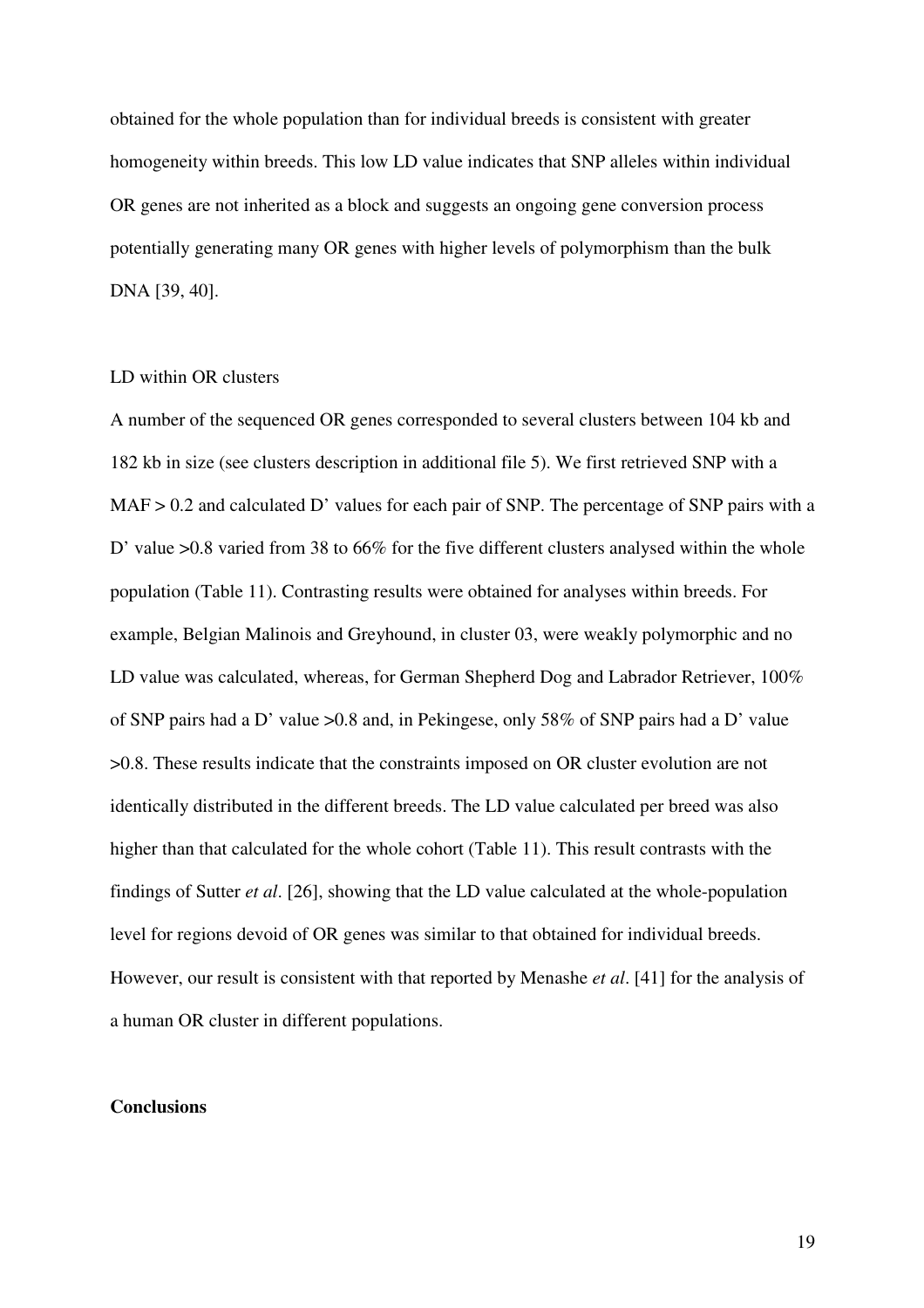obtained for the whole population than for individual breeds is consistent with greater homogeneity within breeds. This low LD value indicates that SNP alleles within individual OR genes are not inherited as a block and suggests an ongoing gene conversion process potentially generating many OR genes with higher levels of polymorphism than the bulk DNA [39, 40].

### LD within OR clusters

A number of the sequenced OR genes corresponded to several clusters between 104 kb and 182 kb in size (see clusters description in additional file 5). We first retrieved SNP with a MAF > 0.2 and calculated D' values for each pair of SNP. The percentage of SNP pairs with a D' value >0.8 varied from 38 to 66% for the five different clusters analysed within the whole population (Table 11). Contrasting results were obtained for analyses within breeds. For example, Belgian Malinois and Greyhound, in cluster 03, were weakly polymorphic and no LD value was calculated, whereas, for German Shepherd Dog and Labrador Retriever, 100% of SNP pairs had a D' value >0.8 and, in Pekingese, only 58% of SNP pairs had a D' value >0.8. These results indicate that the constraints imposed on OR cluster evolution are not identically distributed in the different breeds. The LD value calculated per breed was also higher than that calculated for the whole cohort (Table 11). This result contrasts with the findings of Sutter *et al*. [26], showing that the LD value calculated at the whole-population level for regions devoid of OR genes was similar to that obtained for individual breeds. However, our result is consistent with that reported by Menashe *et al*. [41] for the analysis of a human OR cluster in different populations.

## Conclusions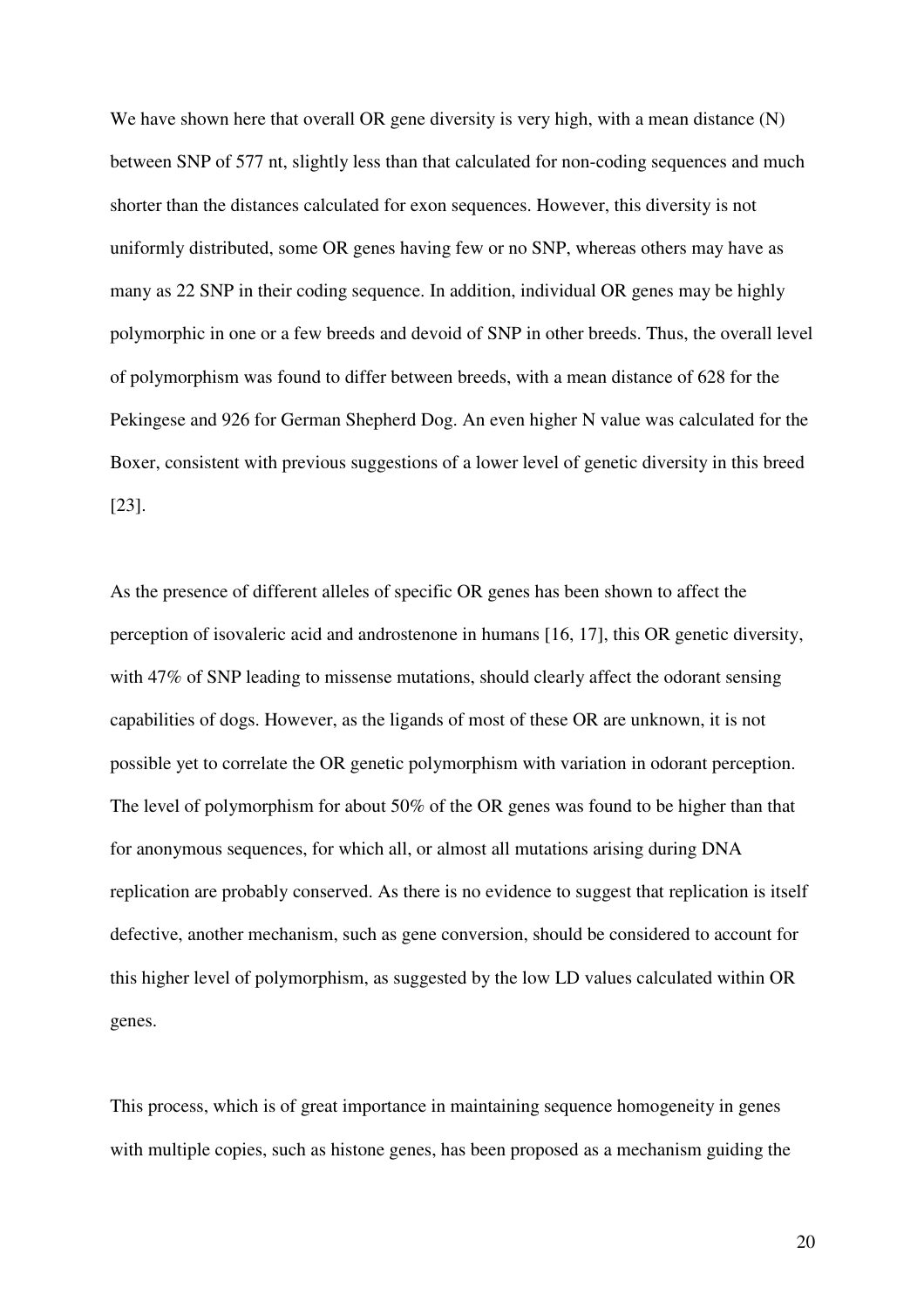We have shown here that overall OR gene diversity is very high, with a mean distance (N) between SNP of 577 nt, slightly less than that calculated for non-coding sequences and much shorter than the distances calculated for exon sequences. However, this diversity is not uniformly distributed, some OR genes having few or no SNP, whereas others may have as many as 22 SNP in their coding sequence. In addition, individual OR genes may be highly polymorphic in one or a few breeds and devoid of SNP in other breeds. Thus, the overall level of polymorphism was found to differ between breeds, with a mean distance of 628 for the Pekingese and 926 for German Shepherd Dog. An even higher N value was calculated for the Boxer, consistent with previous suggestions of a lower level of genetic diversity in this breed [23].

As the presence of different alleles of specific OR genes has been shown to affect the perception of isovaleric acid and androstenone in humans [16, 17], this OR genetic diversity, with 47% of SNP leading to missense mutations, should clearly affect the odorant sensing capabilities of dogs. However, as the ligands of most of these OR are unknown, it is not possible yet to correlate the OR genetic polymorphism with variation in odorant perception. The level of polymorphism for about 50% of the OR genes was found to be higher than that for anonymous sequences, for which all, or almost all mutations arising during DNA replication are probably conserved. As there is no evidence to suggest that replication is itself defective, another mechanism, such as gene conversion, should be considered to account for this higher level of polymorphism, as suggested by the low LD values calculated within OR genes.

This process, which is of great importance in maintaining sequence homogeneity in genes with multiple copies, such as histone genes, has been proposed as a mechanism guiding the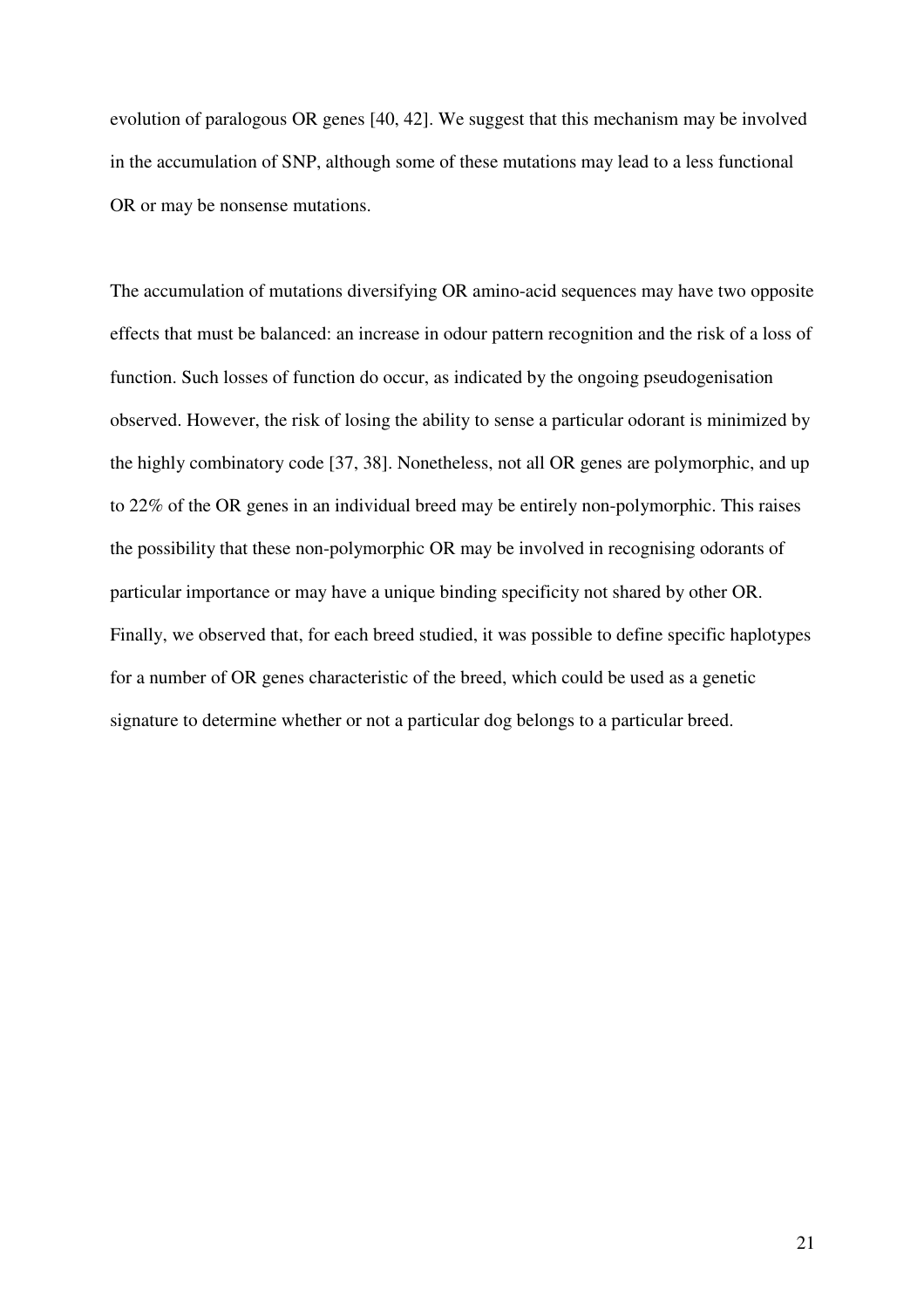evolution of paralogous OR genes [40, 42]. We suggest that this mechanism may be involved in the accumulation of SNP, although some of these mutations may lead to a less functional OR or may be nonsense mutations.

The accumulation of mutations diversifying OR amino-acid sequences may have two opposite effects that must be balanced: an increase in odour pattern recognition and the risk of a loss of function. Such losses of function do occur, as indicated by the ongoing pseudogenisation observed. However, the risk of losing the ability to sense a particular odorant is minimized by the highly combinatory code [37, 38]. Nonetheless, not all OR genes are polymorphic, and up to 22% of the OR genes in an individual breed may be entirely non-polymorphic. This raises the possibility that these non-polymorphic OR may be involved in recognising odorants of particular importance or may have a unique binding specificity not shared by other OR. Finally, we observed that, for each breed studied, it was possible to define specific haplotypes for a number of OR genes characteristic of the breed, which could be used as a genetic signature to determine whether or not a particular dog belongs to a particular breed.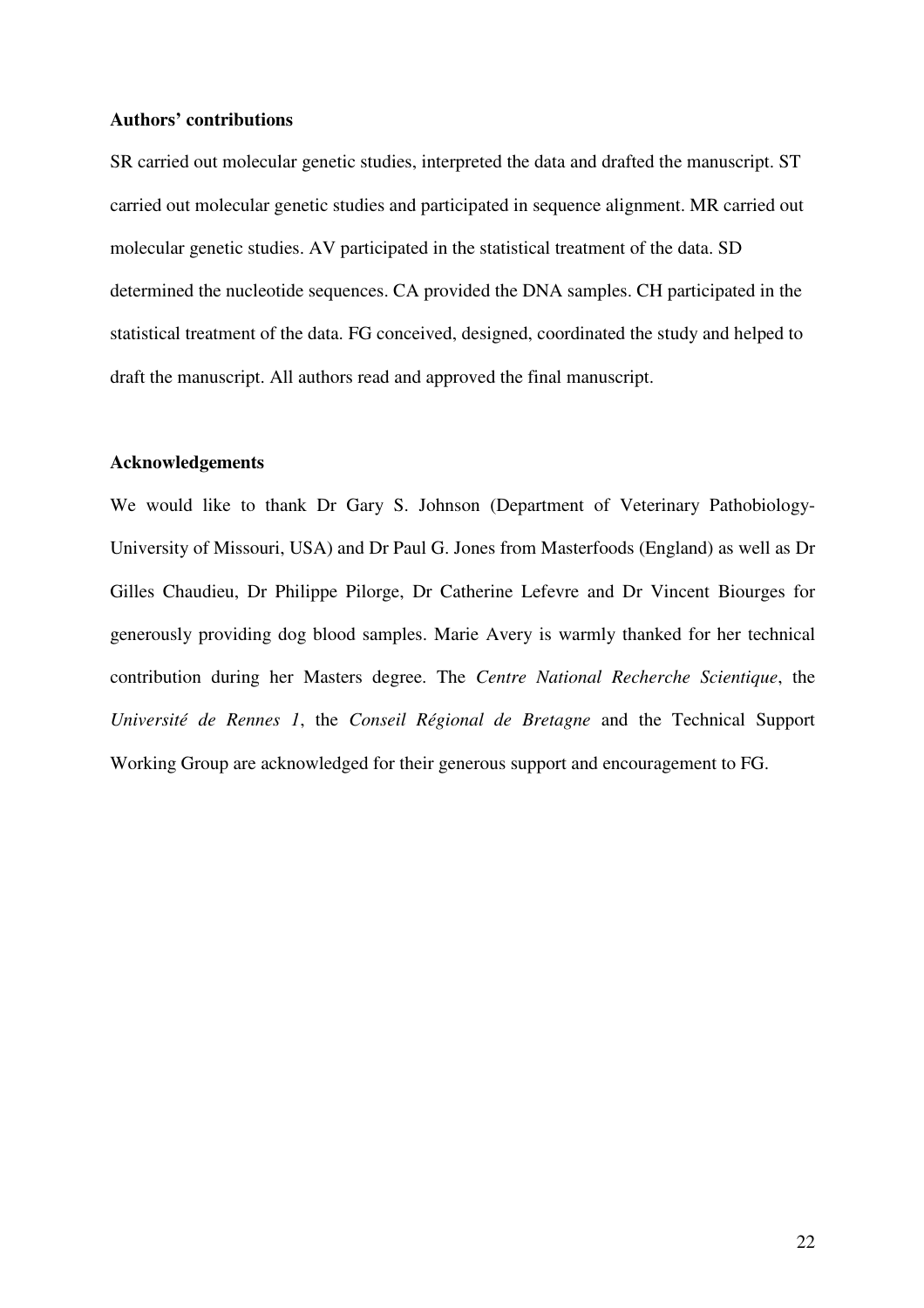### Authors' contributions

SR carried out molecular genetic studies, interpreted the data and drafted the manuscript. ST carried out molecular genetic studies and participated in sequence alignment. MR carried out molecular genetic studies. AV participated in the statistical treatment of the data. SD determined the nucleotide sequences. CA provided the DNA samples. CH participated in the statistical treatment of the data. FG conceived, designed, coordinated the study and helped to draft the manuscript. All authors read and approved the final manuscript.

### Acknowledgements

We would like to thank Dr Gary S. Johnson (Department of Veterinary Pathobiology-University of Missouri, USA) and Dr Paul G. Jones from Masterfoods (England) as well as Dr Gilles Chaudieu, Dr Philippe Pilorge, Dr Catherine Lefevre and Dr Vincent Biourges for generously providing dog blood samples. Marie Avery is warmly thanked for her technical contribution during her Masters degree. The *Centre National Recherche Scientique*, the *Université de Rennes 1*, the *Conseil Régional de Bretagne* and the Technical Support Working Group are acknowledged for their generous support and encouragement to FG.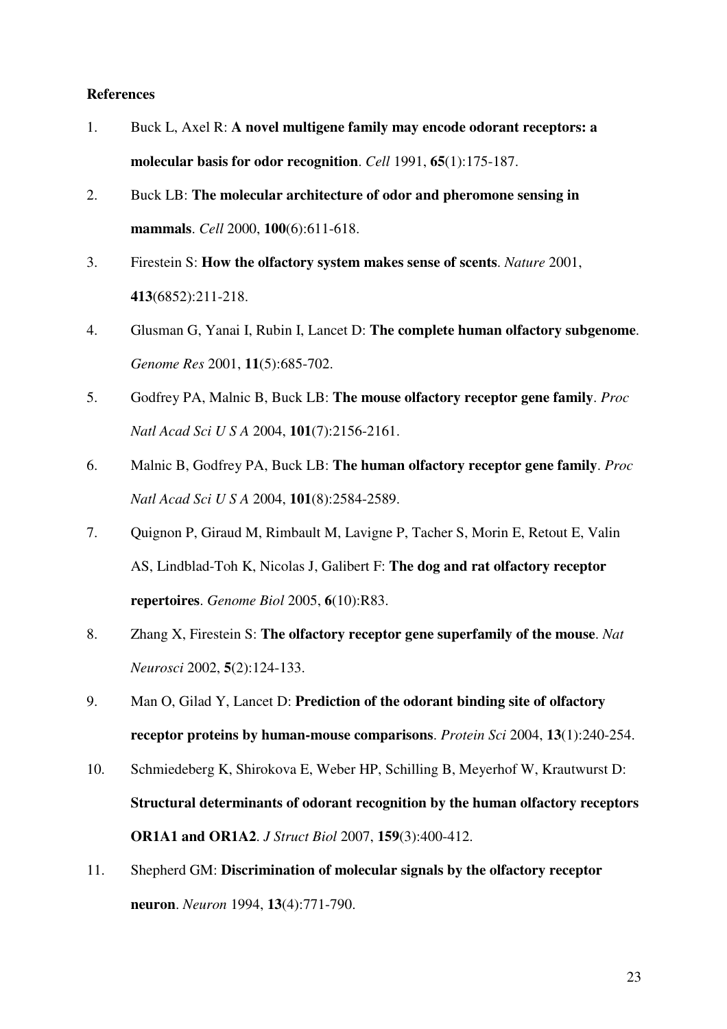**References**

1. Buck L, Axel R: **A novel multigene family may encode odorant receptors: a molecular basis for odor recognition**. *Cell* 1991, **65**(1):175-187.
2. Buck LB: **The molecular architecture of odor and pheromone sensing in mammals**. *Cell* 2000, **100**(6):611-618.
3. Firestein S: **How the olfactory system makes sense of scents**. *Nature* 2001, **413**(6852):211-218.
4. Glusman G, Yanai I, Rubin I, Lancet D: **The complete human olfactory subgenome**. *Genome Res* 2001, **11**(5):685-702.
5. Godfrey PA, Malnic B, Buck LB: **The mouse olfactory receptor gene family**. *Proc Natl Acad Sci U S A* 2004, **101**(7):2156-2161.
6. Malnic B, Godfrey PA, Buck LB: **The human olfactory receptor gene family**. *Proc Natl Acad Sci U S A* 2004, **101**(8):2584-2589.
7. Quignon P, Giraud M, Rimbault M, Lavigne P, Tacher S, Morin E, Retout E, Valin AS, Lindblad-Toh K, Nicolas J, Galibert F: **The dog and rat olfactory receptor repertoires**. *Genome Biol* 2005, **6**(10):R83.
8. Zhang X, Firestein S: **The olfactory receptor gene superfamily of the mouse**. *Nat Neurosci* 2002, **5**(2):124-133.
9. Man O, Gilad Y, Lancet D: **Prediction of the odorant binding site of olfactory receptor proteins by human-mouse comparisons**. *Protein Sci* 2004, **13**(1):240-254.
10. Schmiedeberg K, Shirokova E, Weber HP, Schilling B, Meyerhof W, Krautwurst D: **Structural determinants of odorant recognition by the human olfactory receptors OR1A1 and OR1A2**. *J Struct Biol* 2007, **159**(3):400-412.
11. Shepherd GM: **Discrimination of molecular signals by the olfactory receptor neuron**. *Neuron* 1994, **13**(4):771-790.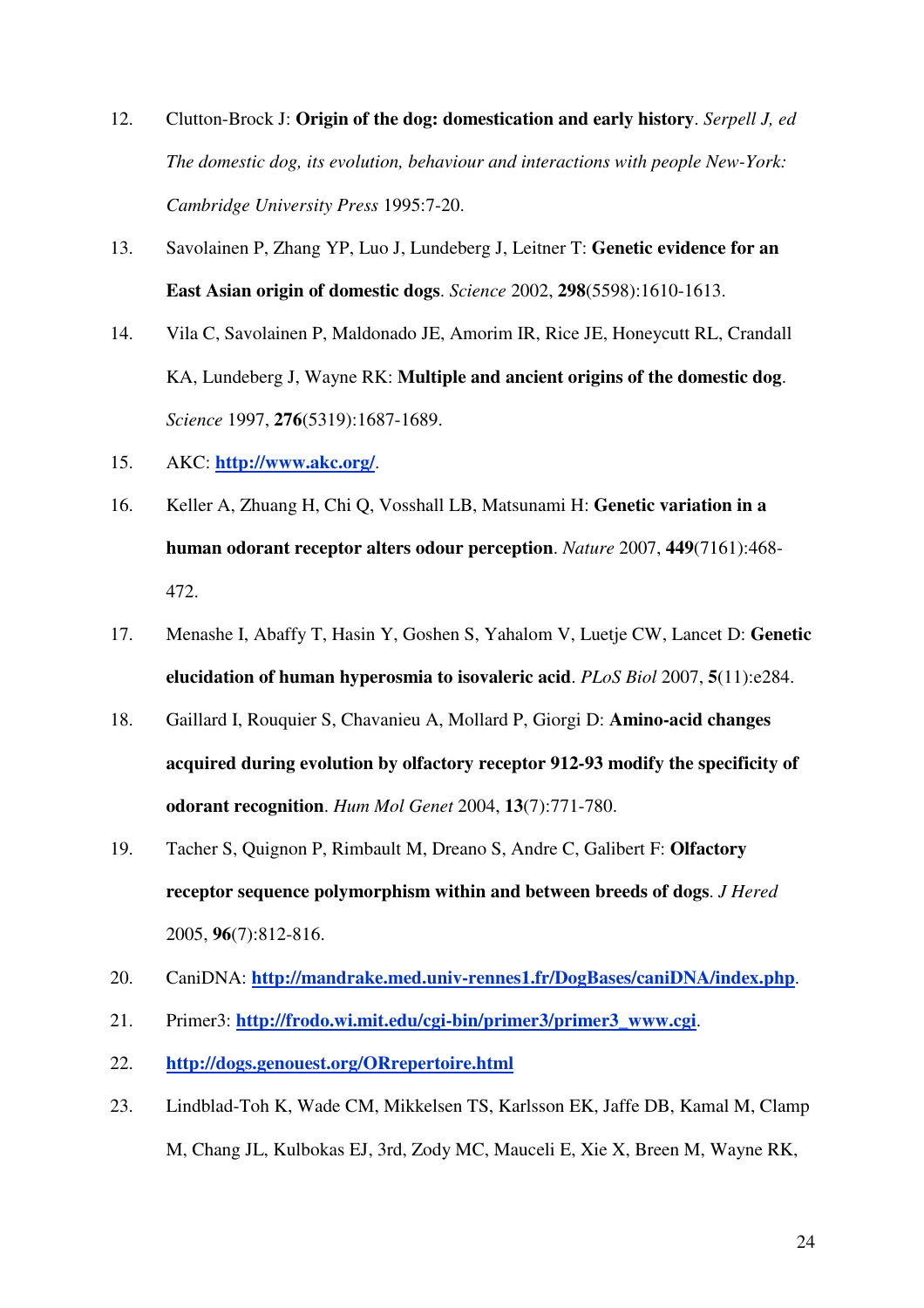12. Clutton-Brock J: **Origin of the dog: domestication and early history**. *Serpell J, ed The domestic dog, its evolution, behaviour and interactions with people New-York: Cambridge University Press* 1995:7-20.

13. Savolainen P, Zhang YP, Luo J, Lundeberg J, Leitner T: **Genetic evidence for an East Asian origin of domestic dogs**. *Science* 2002, **298**(5598):1610-1613.

14. Vila C, Savolainen P, Maldonado JE, Amorim IR, Rice JE, Honeycutt RL, Crandall KA, Lundeberg J, Wayne RK: **Multiple and ancient origins of the domestic dog**. *Science* 1997, **276**(5319):1687-1689.

15. AKC: **http://www.akc.org/**.

16. Keller A, Zhuang H, Chi Q, Vosshall LB, Matsunami H: **Genetic variation in a human odorant receptor alters odour perception**. *Nature* 2007, **449**(7161):468-472.

17. Menashe I, Abaffy T, Hasin Y, Goshen S, Yahalom V, Luetje CW, Lancet D: **Genetic elucidation of human hyperosmia to isovaleric acid**. *PLoS Biol* 2007, **5**(11):e284.

18. Gaillard I, Rouquier S, Chavanieu A, Mollard P, Giorgi D: **Amino-acid changes acquired during evolution by olfactory receptor 912-93 modify the specificity of odorant recognition**. *Hum Mol Genet* 2004, **13**(7):771-780.

19. Tacher S, Quignon P, Rimbault M, Dreano S, Andre C, Galibert F: **Olfactory receptor sequence polymorphism within and between breeds of dogs**. *J Hered* 2005, **96**(7):812-816.

20. CaniDNA: **http://mandrake.med.univ-rennes1.fr/DogBases/caniDNA/index.php**.

21. Primer3: **http://frodo.wi.mit.edu/cgi-bin/primer3/primer3_www.cgi**.

22. **http://dogs.genouest.org/ORrepertoire.html**

23. Lindblad-Toh K, Wade CM, Mikkelsen TS, Karlsson EK, Jaffe DB, Kamal M, Clamp M, Chang JL, Kulbokas EJ, 3rd, Zody MC, Mauceli E, Xie X, Breen M, Wayne RK,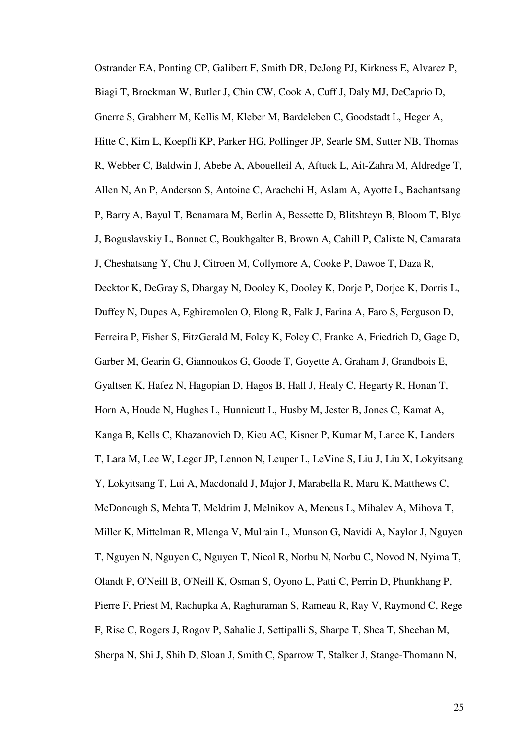Ostrander EA, Ponting CP, Galibert F, Smith DR, DeJong PJ, Kirkness E, Alvarez P, Biagi T, Brockman W, Butler J, Chin CW, Cook A, Cuff J, Daly MJ, DeCaprio D, Gnerre S, Grabherr M, Kellis M, Kleber M, Bardeleben C, Goodstadt L, Heger A, Hitte C, Kim L, Koepfli KP, Parker HG, Pollinger JP, Searle SM, Sutter NB, Thomas R, Webber C, Baldwin J, Abebe A, Abouelleil A, Aftuck L, Ait-Zahra M, Aldredge T, Allen N, An P, Anderson S, Antoine C, Arachchi H, Aslam A, Ayotte L, Bachantsang P, Barry A, Bayul T, Benamara M, Berlin A, Bessette D, Blitshteyn B, Bloom T, Blye J, Boguslavskiy L, Bonnet C, Boukhgalter B, Brown A, Cahill P, Calixte N, Camarata J, Cheshatsang Y, Chu J, Citroen M, Collymore A, Cooke P, Dawoe T, Daza R, Decktor K, DeGray S, Dhargay N, Dooley K, Dooley K, Dorje P, Dorjee K, Dorris L, Duffey N, Dupes A, Egbiremolen O, Elong R, Falk J, Farina A, Faro S, Ferguson D, Ferreira P, Fisher S, FitzGerald M, Foley K, Foley C, Franke A, Friedrich D, Gage D, Garber M, Gearin G, Giannoukos G, Goode T, Goyette A, Graham J, Grandbois E, Gyaltsen K, Hafez N, Hagopian D, Hagos B, Hall J, Healy C, Hegarty R, Honan T, Horn A, Houde N, Hughes L, Hunnicutt L, Husby M, Jester B, Jones C, Kamat A, Kanga B, Kells C, Khazanovich D, Kieu AC, Kisner P, Kumar M, Lance K, Landers T, Lara M, Lee W, Leger JP, Lennon N, Leuper L, LeVine S, Liu J, Liu X, Lokyitsang Y, Lokyitsang T, Lui A, Macdonald J, Major J, Marabella R, Maru K, Matthews C, McDonough S, Mehta T, Meldrim J, Melnikov A, Meneus L, Mihalev A, Mihova T, Miller K, Mittelman R, Mlenga V, Mulrain L, Munson G, Navidi A, Naylor J, Nguyen T, Nguyen N, Nguyen C, Nguyen T, Nicol R, Norbu N, Norbu C, Novod N, Nyima T, Olandt P, O'Neill B, O'Neill K, Osman S, Oyono L, Patti C, Perrin D, Phunkhang P, Pierre F, Priest M, Rachupka A, Raghuraman S, Rameau R, Ray V, Raymond C, Rege F, Rise C, Rogers J, Rogov P, Sahalie J, Settipalli S, Sharpe T, Shea T, Sheehan M, Sherpa N, Shi J, Shih D, Sloan J, Smith C, Sparrow T, Stalker J, Stange-Thomann N,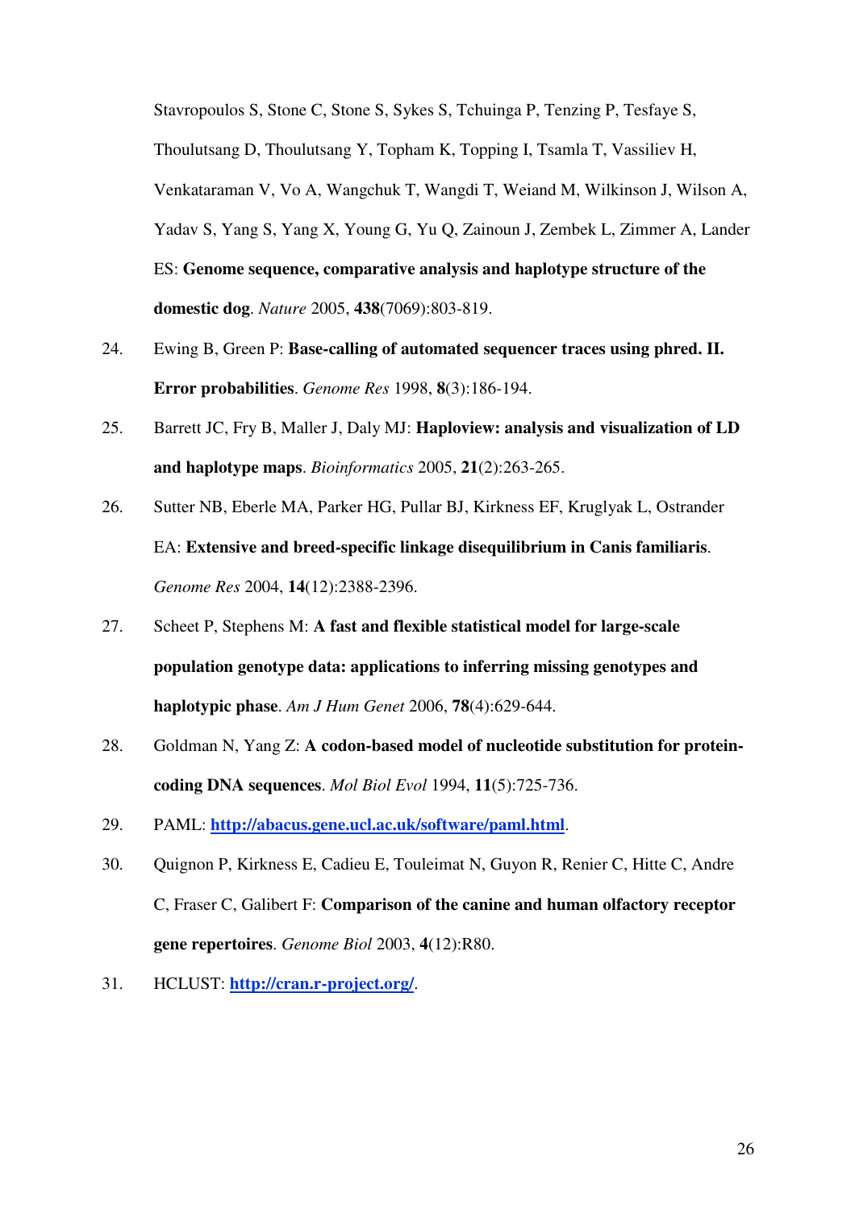Stavropoulos S, Stone C, Stone S, Sykes S, Tchuinga P, Tenzing P, Tesfaye S, Thoulutsang D, Thoulutsang Y, Topham K, Topping I, Tsamla T, Vassiliev H, Venkataraman V, Vo A, Wangchuk T, Wangdi T, Weiand M, Wilkinson J, Wilson A, Yadav S, Yang S, Yang X, Young G, Yu Q, Zainoun J, Zembek L, Zimmer A, Lander ES: **Genome sequence, comparative analysis and haplotype structure of the domestic dog**. *Nature* 2005, **438**(7069):803-819.

24. Ewing B, Green P: **Base-calling of automated sequencer traces using phred. II. Error probabilities**. *Genome Res* 1998, **8**(3):186-194.

25. Barrett JC, Fry B, Maller J, Daly MJ: **Haploview: analysis and visualization of LD and haplotype maps**. *Bioinformatics* 2005, **21**(2):263-265.

26. Sutter NB, Eberle MA, Parker HG, Pullar BJ, Kirkness EF, Kruglyak L, Ostrander EA: **Extensive and breed-specific linkage disequilibrium in Canis familiaris**. *Genome Res* 2004, **14**(12):2388-2396.

27. Scheet P, Stephens M: **A fast and flexible statistical model for large-scale population genotype data: applications to inferring missing genotypes and haplotypic phase**. *Am J Hum Genet* 2006, **78**(4):629-644.

28. Goldman N, Yang Z: **A codon-based model of nucleotide substitution for protein-coding DNA sequences**. *Mol Biol Evol* 1994, **11**(5):725-736.

29. PAML: **http://abacus.gene.ucl.ac.uk/software/paml.html**.

30. Quignon P, Kirkness E, Cadieu E, Touleimat N, Guyon R, Renier C, Hitte C, Andre C, Fraser C, Galibert F: **Comparison of the canine and human olfactory receptor gene repertoires**. *Genome Biol* 2003, **4**(12):R80.

31. HCLUST: **http://cran.r-project.org/**.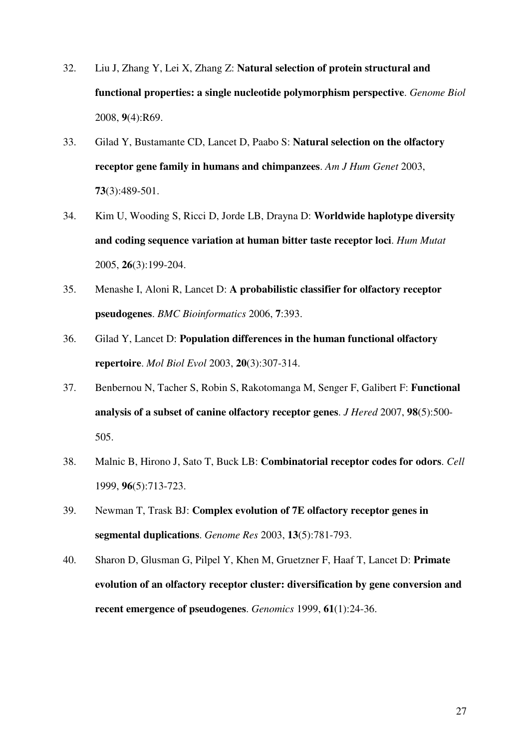32. Liu J, Zhang Y, Lei X, Zhang Z: **Natural selection of protein structural and functional properties: a single nucleotide polymorphism perspective**. *Genome Biol* 2008, **9**(4):R69.

33. Gilad Y, Bustamante CD, Lancet D, Paabo S: **Natural selection on the olfactory receptor gene family in humans and chimpanzees**. *Am J Hum Genet* 2003, **73**(3):489-501.

34. Kim U, Wooding S, Ricci D, Jorde LB, Drayna D: **Worldwide haplotype diversity and coding sequence variation at human bitter taste receptor loci**. *Hum Mutat* 2005, **26**(3):199-204.

35. Menashe I, Aloni R, Lancet D: **A probabilistic classifier for olfactory receptor pseudogenes**. *BMC Bioinformatics* 2006, **7**:393.

36. Gilad Y, Lancet D: **Population differences in the human functional olfactory repertoire**. *Mol Biol Evol* 2003, **20**(3):307-314.

37. Benbernou N, Tacher S, Robin S, Rakotomanga M, Senger F, Galibert F: **Functional analysis of a subset of canine olfactory receptor genes**. *J Hered* 2007, **98**(5):500-505.

38. Malnic B, Hirono J, Sato T, Buck LB: **Combinatorial receptor codes for odors**. *Cell* 1999, **96**(5):713-723.

39. Newman T, Trask BJ: **Complex evolution of 7E olfactory receptor genes in segmental duplications**. *Genome Res* 2003, **13**(5):781-793.

40. Sharon D, Glusman G, Pilpel Y, Khen M, Gruetzner F, Haaf T, Lancet D: **Primate evolution of an olfactory receptor cluster: diversification by gene conversion and recent emergence of pseudogenes**. *Genomics* 1999, **61**(1):24-36.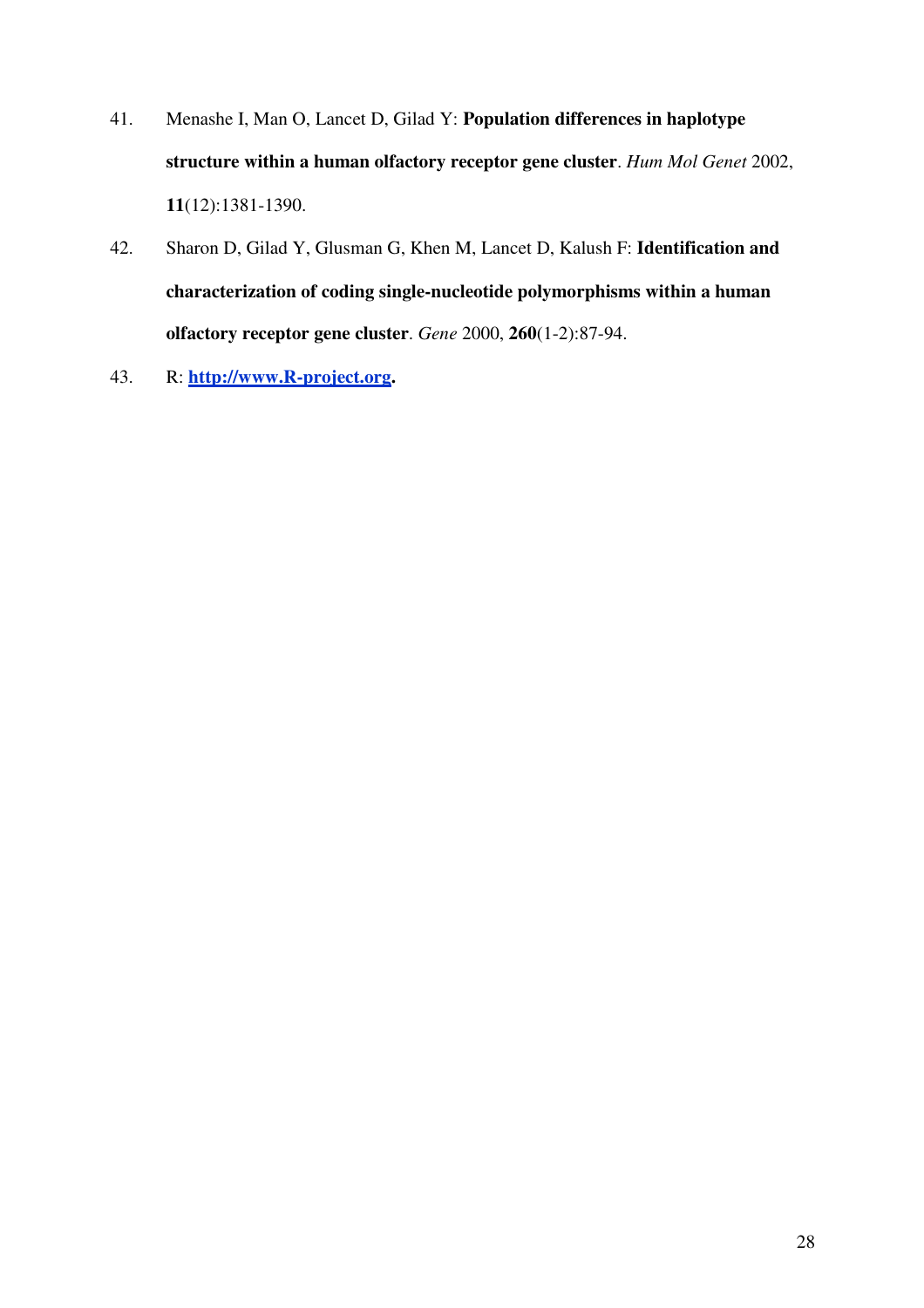41. Menashe I, Man O, Lancet D, Gilad Y: **Population differences in haplotype structure within a human olfactory receptor gene cluster**. *Hum Mol Genet* 2002, **11**(12):1381-1390.

42. Sharon D, Gilad Y, Glusman G, Khen M, Lancet D, Kalush F: **Identification and characterization of coding single-nucleotide polymorphisms within a human olfactory receptor gene cluster**. *Gene* 2000, **260**(1-2):87-94.

43. R: **http://www.R-project.org.**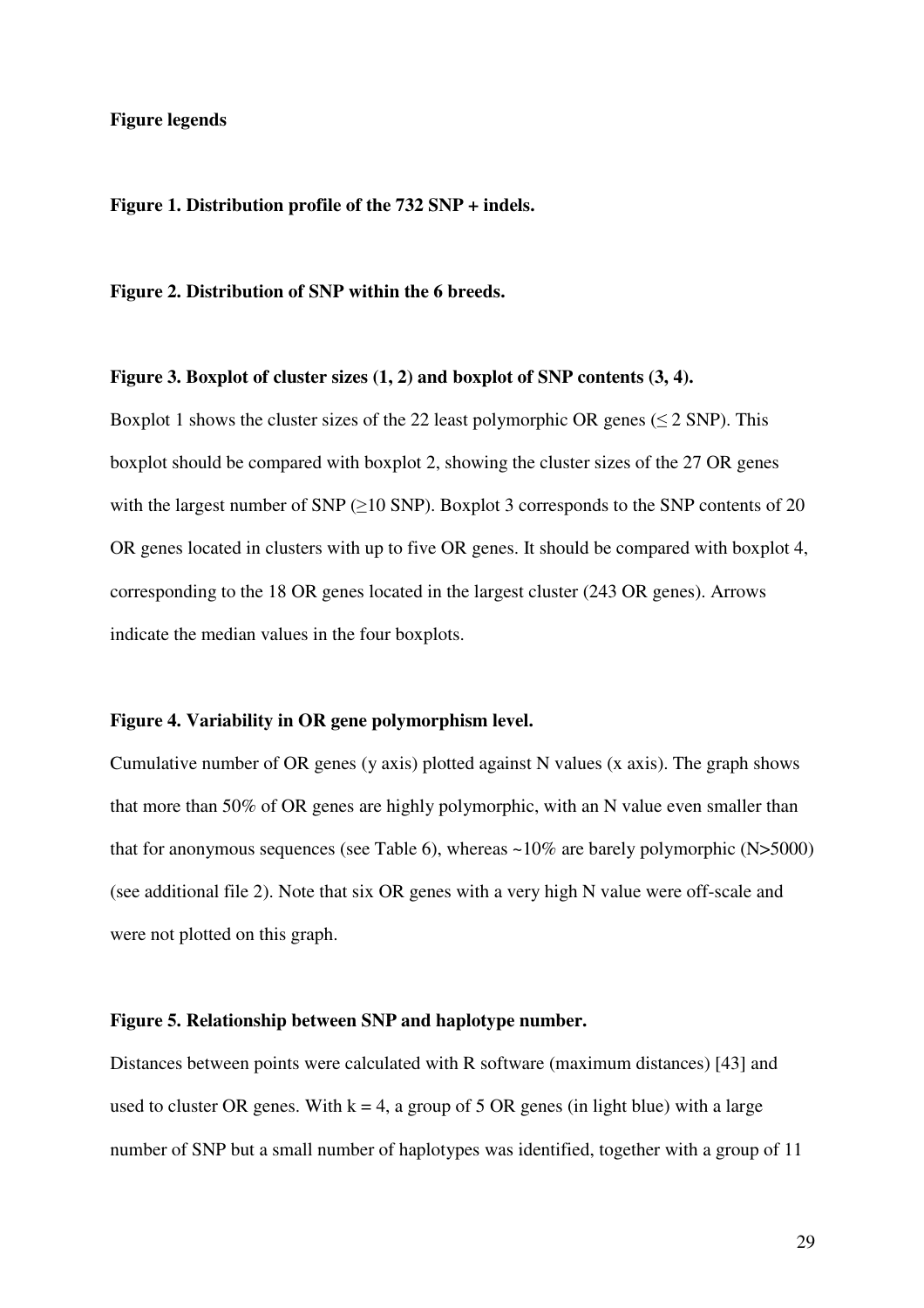**Figure legends**

**Figure 1. Distribution profile of the 732 SNP + indels.**

**Figure 2. Distribution of SNP within the 6 breeds.**

**Figure 3. Boxplot of cluster sizes (1, 2) and boxplot of SNP contents (3, 4).**

Boxplot 1 shows the cluster sizes of the 22 least polymorphic OR genes ($\leq$ 2 SNP). This boxplot should be compared with boxplot 2, showing the cluster sizes of the 27 OR genes with the largest number of SNP ($\geq$10 SNP). Boxplot 3 corresponds to the SNP contents of 20 OR genes located in clusters with up to five OR genes. It should be compared with boxplot 4, corresponding to the 18 OR genes located in the largest cluster (243 OR genes). Arrows indicate the median values in the four boxplots.

**Figure 4. Variability in OR gene polymorphism level.**

Cumulative number of OR genes (y axis) plotted against N values (x axis). The graph shows that more than 50% of OR genes are highly polymorphic, with an N value even smaller than that for anonymous sequences (see Table 6), whereas ~10% are barely polymorphic (N>5000) (see additional file 2). Note that six OR genes with a very high N value were off-scale and were not plotted on this graph.

**Figure 5. Relationship between SNP and haplotype number.**

Distances between points were calculated with R software (maximum distances) [43] and used to cluster OR genes. With k = 4, a group of 5 OR genes (in light blue) with a large number of SNP but a small number of haplotypes was identified, together with a group of 11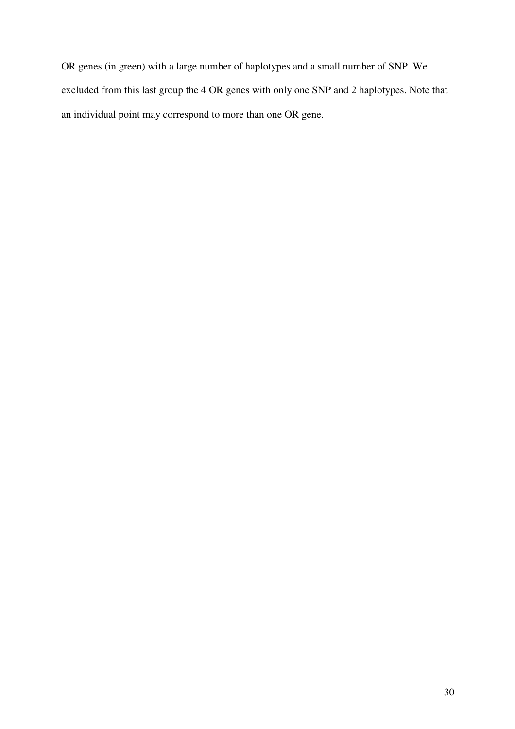OR genes (in green) with a large number of haplotypes and a small number of SNP. We excluded from this last group the 4 OR genes with only one SNP and 2 haplotypes. Note that an individual point may correspond to more than one OR gene.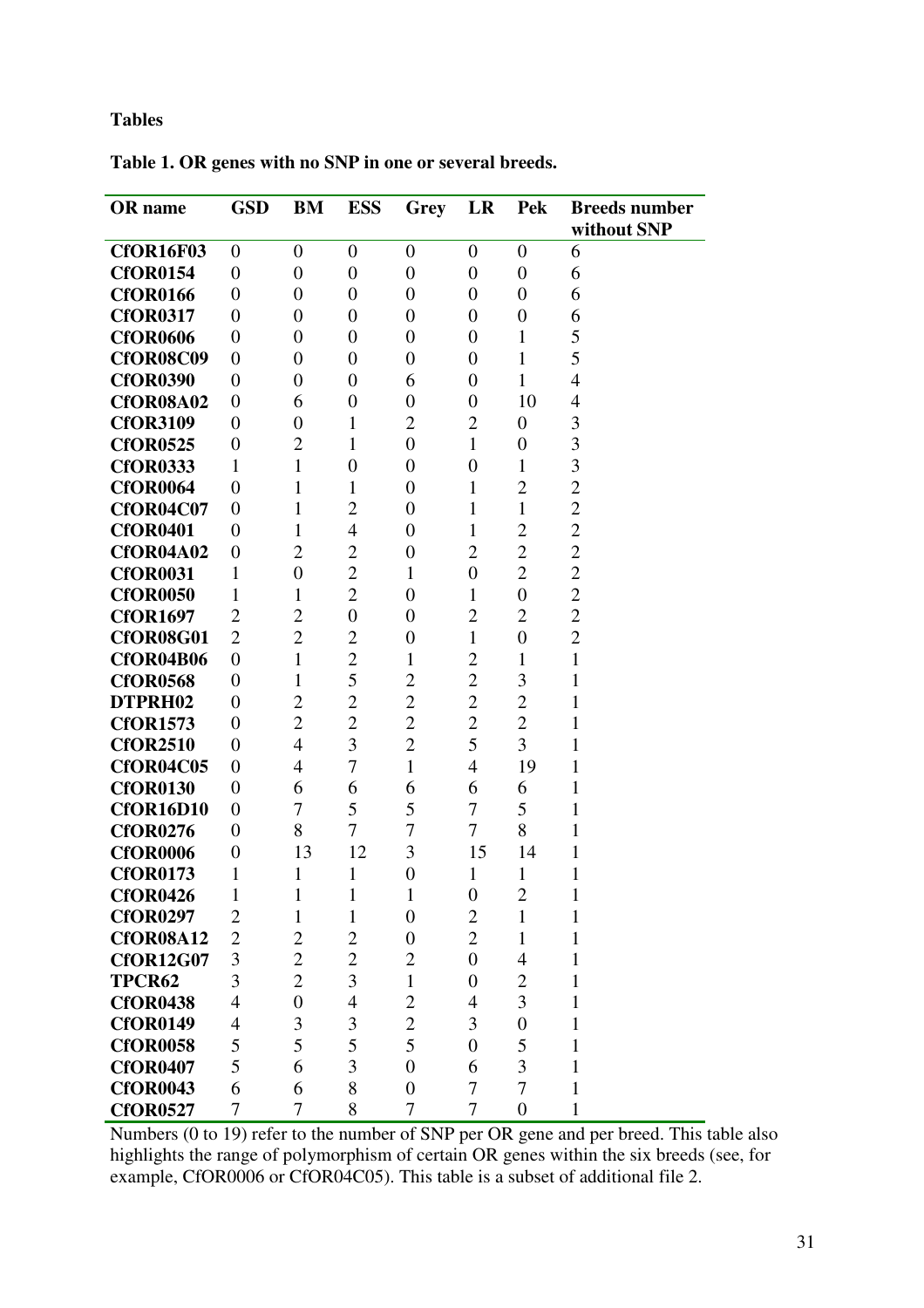**Tables**

**Table 1. OR genes with no SNP in one or several breeds.**

| OR name | GSD | BM | ESS | Grey | LR | Pek | Breeds number without SNP |
|---|---|---|---|---|---|---|---|
| **CfOR16F03** | 0 | 0 | 0 | 0 | 0 | 0 | 6 |
| **CfOR0154** | 0 | 0 | 0 | 0 | 0 | 0 | 6 |
| **CfOR0166** | 0 | 0 | 0 | 0 | 0 | 0 | 6 |
| **CfOR0317** | 0 | 0 | 0 | 0 | 0 | 0 | 6 |
| **CfOR0606** | 0 | 0 | 0 | 0 | 0 | 1 | 5 |
| **CfOR08C09** | 0 | 0 | 0 | 0 | 0 | 1 | 5 |
| **CfOR0390** | 0 | 0 | 0 | 6 | 0 | 1 | 4 |
| **CfOR08A02** | 0 | 6 | 0 | 0 | 0 | 10 | 4 |
| **CfOR3109** | 0 | 0 | 1 | 2 | 2 | 0 | 3 |
| **CfOR0525** | 0 | 2 | 1 | 0 | 1 | 0 | 3 |
| **CfOR0333** | 1 | 1 | 0 | 0 | 0 | 1 | 3 |
| **CfOR0064** | 0 | 1 | 1 | 0 | 1 | 2 | 2 |
| **CfOR04C07** | 0 | 1 | 2 | 0 | 1 | 1 | 2 |
| **CfOR0401** | 0 | 1 | 4 | 0 | 1 | 2 | 2 |
| **CfOR04A02** | 0 | 2 | 2 | 0 | 2 | 2 | 2 |
| **CfOR0031** | 1 | 0 | 2 | 1 | 0 | 2 | 2 |
| **CfOR0050** | 1 | 1 | 2 | 0 | 1 | 0 | 2 |
| **CfOR1697** | 2 | 2 | 0 | 0 | 2 | 2 | 2 |
| **CfOR08G01** | 2 | 2 | 2 | 0 | 1 | 0 | 2 |
| **CfOR04B06** | 0 | 1 | 2 | 1 | 2 | 1 | 1 |
| **CfOR0568** | 0 | 1 | 5 | 2 | 2 | 3 | 1 |
| **DTPRH02** | 0 | 2 | 2 | 2 | 2 | 2 | 1 |
| **CfOR1573** | 0 | 2 | 2 | 2 | 2 | 2 | 1 |
| **CfOR2510** | 0 | 4 | 3 | 2 | 5 | 3 | 1 |
| **CfOR04C05** | 0 | 4 | 7 | 1 | 4 | 19 | 1 |
| **CfOR0130** | 0 | 6 | 6 | 6 | 6 | 6 | 1 |
| **CfOR16D10** | 0 | 7 | 5 | 5 | 7 | 5 | 1 |
| **CfOR0276** | 0 | 8 | 7 | 7 | 7 | 8 | 1 |
| **CfOR0006** | 0 | 13 | 12 | 3 | 15 | 14 | 1 |
| **CfOR0173** | 1 | 1 | 1 | 0 | 1 | 1 | 1 |
| **CfOR0426** | 1 | 1 | 1 | 1 | 0 | 2 | 1 |
| **CfOR0297** | 2 | 1 | 1 | 0 | 2 | 1 | 1 |
| **CfOR08A12** | 2 | 2 | 2 | 0 | 2 | 1 | 1 |
| **CfOR12G07** | 3 | 2 | 2 | 2 | 0 | 4 | 1 |
| **TPCR62** | 3 | 2 | 3 | 1 | 0 | 2 | 1 |
| **CfOR0438** | 4 | 0 | 4 | 2 | 4 | 3 | 1 |
| **CfOR0149** | 4 | 3 | 3 | 2 | 3 | 0 | 1 |
| **CfOR0058** | 5 | 5 | 5 | 5 | 0 | 5 | 1 |
| **CfOR0407** | 5 | 6 | 3 | 0 | 6 | 3 | 1 |
| **CfOR0043** | 6 | 6 | 8 | 0 | 7 | 7 | 1 |
| **CfOR0527** | 7 | 7 | 8 | 7 | 7 | 0 | 1 |

Numbers (0 to 19) refer to the number of SNP per OR gene and per breed. This table also highlights the range of polymorphism of certain OR genes within the six breeds (see, for example, CfOR0006 or CfOR04C05). This table is a subset of additional file 2.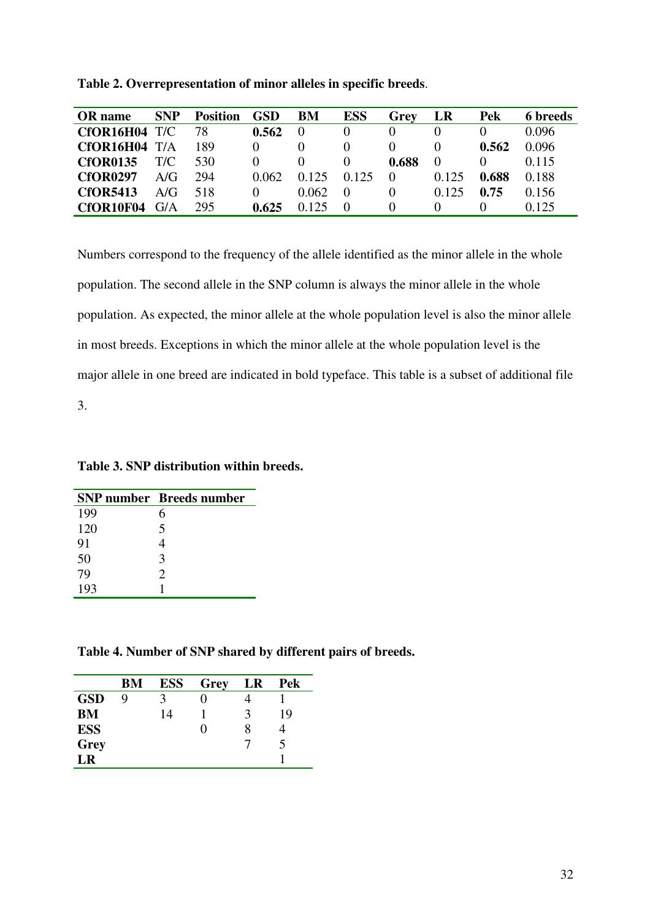**Table 2. Overrepresentation of minor alleles in specific breeds**.

| OR name | SNP | Position | GSD | BM | ESS | Grey | LR | Pek | 6 breeds |
|---|---|---|---|---|---|---|---|---|---|
| **CfOR16H04** | T/C | 78 | **0.562** | 0 | 0 | 0 | 0 | 0 | 0.096 |
| **CfOR16H04** | T/A | 189 | 0 | 0 | 0 | 0 | 0 | **0.562** | 0.096 |
| **CfOR0135** | T/C | 530 | 0 | 0 | 0 | **0.688** | 0 | 0 | 0.115 |
| **CfOR0297** | A/G | 294 | 0.062 | 0.125 | 0.125 | 0 | 0.125 | **0.688** | 0.188 |
| **CfOR5413** | A/G | 518 | 0 | 0.062 | 0 | 0 | 0.125 | **0.75** | 0.156 |
| **CfOR10F04** | G/A | 295 | **0.625** | 0.125 | 0 | 0 | 0 | 0 | 0.125 |

Numbers correspond to the frequency of the allele identified as the minor allele in the whole population. The second allele in the SNP column is always the minor allele in the whole population. As expected, the minor allele at the whole population level is also the minor allele in most breeds. Exceptions in which the minor allele at the whole population level is the major allele in one breed are indicated in bold typeface. This table is a subset of additional file 3.

**Table 3. SNP distribution within breeds.**

| SNP number | Breeds number |
|---|---|
| 199 | 6 |
| 120 | 5 |
| 91 | 4 |
| 50 | 3 |
| 79 | 2 |
| 193 | 1 |

**Table 4. Number of SNP shared by different pairs of breeds.**

| | BM | ESS | Grey | LR | Pek |
|---|---|---|---|---|---|
| **GSD** | 9 | 3 | 0 | 4 | 1 |
| **BM** | | 14 | 1 | 3 | 19 |
| **ESS** | | | 0 | 8 | 4 |
| **Grey** | | | | 7 | 5 |
| **LR** | | | | | 1 |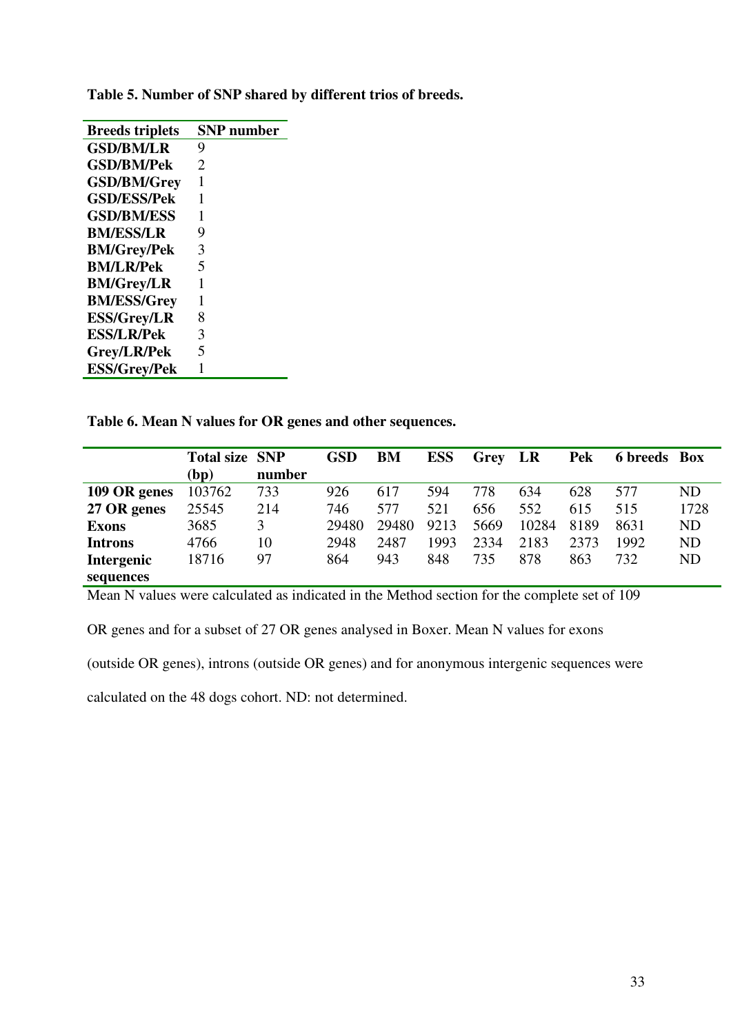**Table 5. Number of SNP shared by different trios of breeds.**

| Breeds triplets | SNP number |
|---|---|
| GSD/BM/LR | 9 |
| GSD/BM/Pek | 2 |
| GSD/BM/Grey | 1 |
| GSD/ESS/Pek | 1 |
| GSD/BM/ESS | 1 |
| BM/ESS/LR | 9 |
| BM/Grey/Pek | 3 |
| BM/LR/Pek | 5 |
| BM/Grey/LR | 1 |
| BM/ESS/Grey | 1 |
| ESS/Grey/LR | 8 |
| ESS/LR/Pek | 3 |
| Grey/LR/Pek | 5 |
| ESS/Grey/Pek | 1 |

**Table 6. Mean N values for OR genes and other sequences.**

| | Total size (bp) | SNP number | GSD | BM | ESS | Grey | LR | Pek | 6 breeds | Box |
|---|---|---|---|---|---|---|---|---|---|---|
| **109 OR genes** | 103762 | 733 | 926 | 617 | 594 | 778 | 634 | 628 | 577 | ND |
| **27 OR genes** | 25545 | 214 | 746 | 577 | 521 | 656 | 552 | 615 | 515 | 1728 |
| **Exons** | 3685 | 3 | 29480 | 29480 | 9213 | 5669 | 10284 | 8189 | 8631 | ND |
| **Introns** | 4766 | 10 | 2948 | 2487 | 1993 | 2334 | 2183 | 2373 | 1992 | ND |
| **Intergenic sequences** | 18716 | 97 | 864 | 943 | 848 | 735 | 878 | 863 | 732 | ND |

Mean N values were calculated as indicated in the Method section for the complete set of 109 OR genes and for a subset of 27 OR genes analysed in Boxer. Mean N values for exons (outside OR genes), introns (outside OR genes) and for anonymous intergenic sequences were calculated on the 48 dogs cohort. ND: not determined.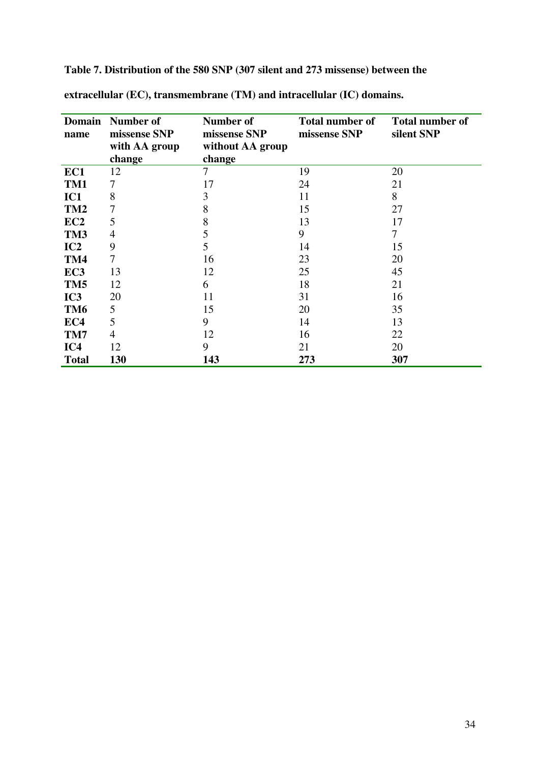**Table 7. Distribution of the 580 SNP (307 silent and 273 missense) between the extracellular (EC), transmembrane (TM) and intracellular (IC) domains.**

| Domain name | Number of missense SNP with AA group change | Number of missense SNP without AA group change | Total number of missense SNP | Total number of silent SNP |
|---|---|---|---|---|
| **EC1** | 12 | 7 | 19 | 20 |
| **TM1** | 7 | 17 | 24 | 21 |
| **IC1** | 8 | 3 | 11 | 8 |
| **TM2** | 7 | 8 | 15 | 27 |
| **EC2** | 5 | 8 | 13 | 17 |
| **TM3** | 4 | 5 | 9 | 7 |
| **IC2** | 9 | 5 | 14 | 15 |
| **TM4** | 7 | 16 | 23 | 20 |
| **EC3** | 13 | 12 | 25 | 45 |
| **TM5** | 12 | 6 | 18 | 21 |
| **IC3** | 20 | 11 | 31 | 16 |
| **TM6** | 5 | 15 | 20 | 35 |
| **EC4** | 5 | 9 | 14 | 13 |
| **TM7** | 4 | 12 | 16 | 22 |
| **IC4** | 12 | 9 | 21 | 20 |
| **Total** | **130** | **143** | **273** | **307** |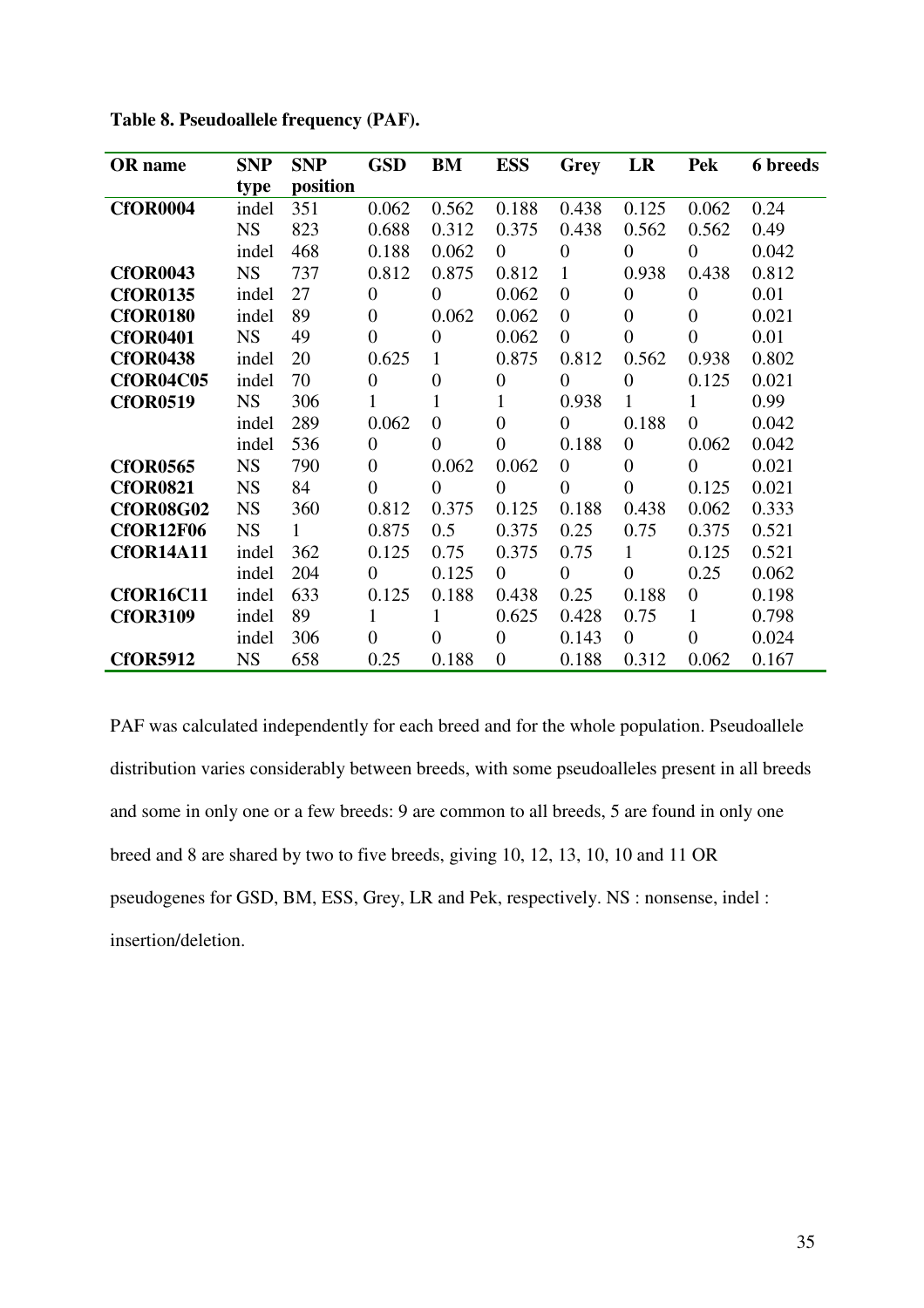**Table 8. Pseudoallele frequency (PAF).**

| OR name | SNP type | SNP position | GSD | BM | ESS | Grey | LR | Pek | 6 breeds |
|---|---|---|---|---|---|---|---|---|---|
| **CfOR0004** | indel | 351 | 0.062 | 0.562 | 0.188 | 0.438 | 0.125 | 0.062 | 0.24 |
| | NS | 823 | 0.688 | 0.312 | 0.375 | 0.438 | 0.562 | 0.562 | 0.49 |
| | indel | 468 | 0.188 | 0.062 | 0 | 0 | 0 | 0 | 0.042 |
| **CfOR0043** | NS | 737 | 0.812 | 0.875 | 0.812 | 1 | 0.938 | 0.438 | 0.812 |
| **CfOR0135** | indel | 27 | 0 | 0 | 0.062 | 0 | 0 | 0 | 0.01 |
| **CfOR0180** | indel | 89 | 0 | 0.062 | 0.062 | 0 | 0 | 0 | 0.021 |
| **CfOR0401** | NS | 49 | 0 | 0 | 0.062 | 0 | 0 | 0 | 0.01 |
| **CfOR0438** | indel | 20 | 0.625 | 1 | 0.875 | 0.812 | 0.562 | 0.938 | 0.802 |
| **CfOR04C05** | indel | 70 | 0 | 0 | 0 | 0 | 0 | 0.125 | 0.021 |
| **CfOR0519** | NS | 306 | 1 | 1 | 1 | 0.938 | 1 | 1 | 0.99 |
| | indel | 289 | 0.062 | 0 | 0 | 0 | 0.188 | 0 | 0.042 |
| | indel | 536 | 0 | 0 | 0 | 0.188 | 0 | 0.062 | 0.042 |
| **CfOR0565** | NS | 790 | 0 | 0.062 | 0.062 | 0 | 0 | 0 | 0.021 |
| **CfOR0821** | NS | 84 | 0 | 0 | 0 | 0 | 0 | 0.125 | 0.021 |
| **CfOR08G02** | NS | 360 | 0.812 | 0.375 | 0.125 | 0.188 | 0.438 | 0.062 | 0.333 |
| **CfOR12F06** | NS | 1 | 0.875 | 0.5 | 0.375 | 0.25 | 0.75 | 0.375 | 0.521 |
| **CfOR14A11** | indel | 362 | 0.125 | 0.75 | 0.375 | 0.75 | 1 | 0.125 | 0.521 |
| | indel | 204 | 0 | 0.125 | 0 | 0 | 0 | 0.25 | 0.062 |
| **CfOR16C11** | indel | 633 | 0.125 | 0.188 | 0.438 | 0.25 | 0.188 | 0 | 0.198 |
| **CfOR3109** | indel | 89 | 1 | 1 | 0.625 | 0.428 | 0.75 | 1 | 0.798 |
| | indel | 306 | 0 | 0 | 0 | 0.143 | 0 | 0 | 0.024 |
| **CfOR5912** | NS | 658 | 0.25 | 0.188 | 0 | 0.188 | 0.312 | 0.062 | 0.167 |

PAF was calculated independently for each breed and for the whole population. Pseudoallele distribution varies considerably between breeds, with some pseudoalleles present in all breeds and some in only one or a few breeds: 9 are common to all breeds, 5 are found in only one breed and 8 are shared by two to five breeds, giving 10, 12, 13, 10, 10 and 11 OR pseudogenes for GSD, BM, ESS, Grey, LR and Pek, respectively. NS : nonsense, indel : insertion/deletion.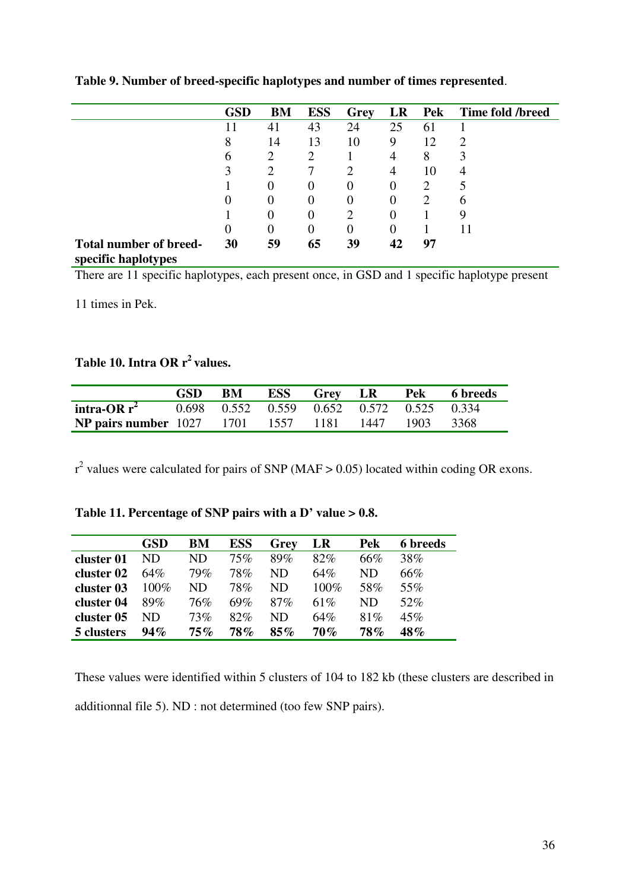**Table 9. Number of breed-specific haplotypes and number of times represented**.

| | GSD | BM | ESS | Grey | LR | Pek | Time fold /breed |
|---|---|---|---|---|---|---|---|
| | 11 | 41 | 43 | 24 | 25 | 61 | 1 |
| | 8 | 14 | 13 | 10 | 9 | 12 | 2 |
| | 6 | 2 | 2 | 1 | 4 | 8 | 3 |
| | 3 | 2 | 7 | 2 | 4 | 10 | 4 |
| | 1 | 0 | 0 | 0 | 0 | 2 | 5 |
| | 0 | 0 | 0 | 0 | 0 | 2 | 6 |
| | 1 | 0 | 0 | 2 | 0 | 1 | 9 |
| | 0 | 0 | 0 | 0 | 0 | 1 | 11 |
| **Total number of breed-specific haplotypes** | **30** | **59** | **65** | **39** | **42** | **97** | |

There are 11 specific haplotypes, each present once, in GSD and 1 specific haplotype present 11 times in Pek.

**Table 10. Intra OR $r^2$ values.**

| | GSD | BM | ESS | Grey | LR | Pek | 6 breeds |
|---|---|---|---|---|---|---|---|
| **intra-OR $r^2$** | 0.698 | 0.552 | 0.559 | 0.652 | 0.572 | 0.525 | 0.334 |
| **NP pairs number** | 1027 | 1701 | 1557 | 1181 | 1447 | 1903 | 3368 |

$r^2$ values were calculated for pairs of SNP (MAF > 0.05) located within coding OR exons.

**Table 11. Percentage of SNP pairs with a D' value > 0.8.**

| | GSD | BM | ESS | Grey | LR | Pek | 6 breeds |
|---|---|---|---|---|---|---|---|
| **cluster 01** | ND | ND | 75% | 89% | 82% | 66% | 38% |
| **cluster 02** | 64% | 79% | 78% | ND | 64% | ND | 66% |
| **cluster 03** | 100% | ND | 78% | ND | 100% | 58% | 55% |
| **cluster 04** | 89% | 76% | 69% | 87% | 61% | ND | 52% |
| **cluster 05** | ND | 73% | 82% | ND | 64% | 81% | 45% |
| **5 clusters** | **94%** | **75%** | **78%** | **85%** | **70%** | **78%** | **48%** |

These values were identified within 5 clusters of 104 to 182 kb (these clusters are described in additionnal file 5). ND : not determined (too few SNP pairs).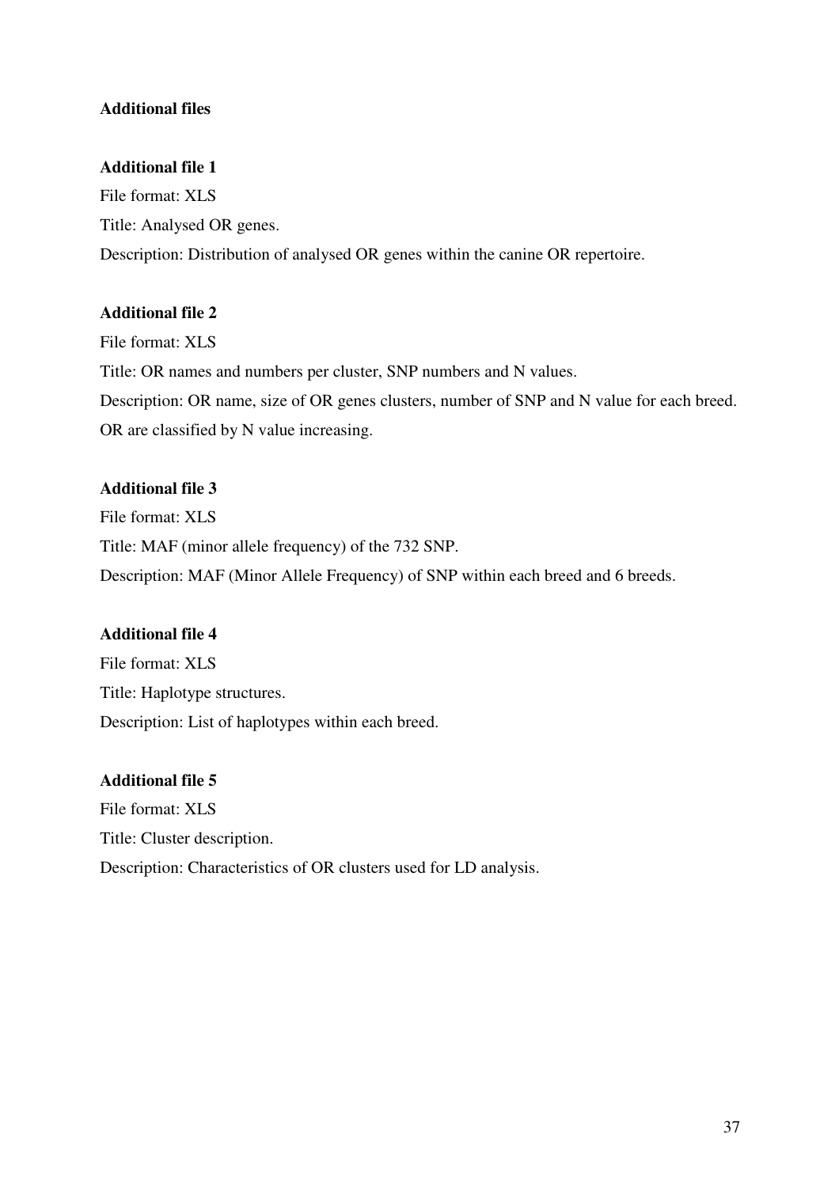## Additional files

### Additional file 1

File format: XLS

Title: Analysed OR genes.

Description: Distribution of analysed OR genes within the canine OR repertoire.

### Additional file 2

File format: XLS

Title: OR names and numbers per cluster, SNP numbers and N values.

Description: OR name, size of OR genes clusters, number of SNP and N value for each breed. OR are classified by N value increasing.

### Additional file 3

File format: XLS

Title: MAF (minor allele frequency) of the 732 SNP.

Description: MAF (Minor Allele Frequency) of SNP within each breed and 6 breeds.

### Additional file 4

File format: XLS

Title: Haplotype structures.

Description: List of haplotypes within each breed.

### Additional file 5

File format: XLS

Title: Cluster description.

Description: Characteristics of OR clusters used for LD analysis.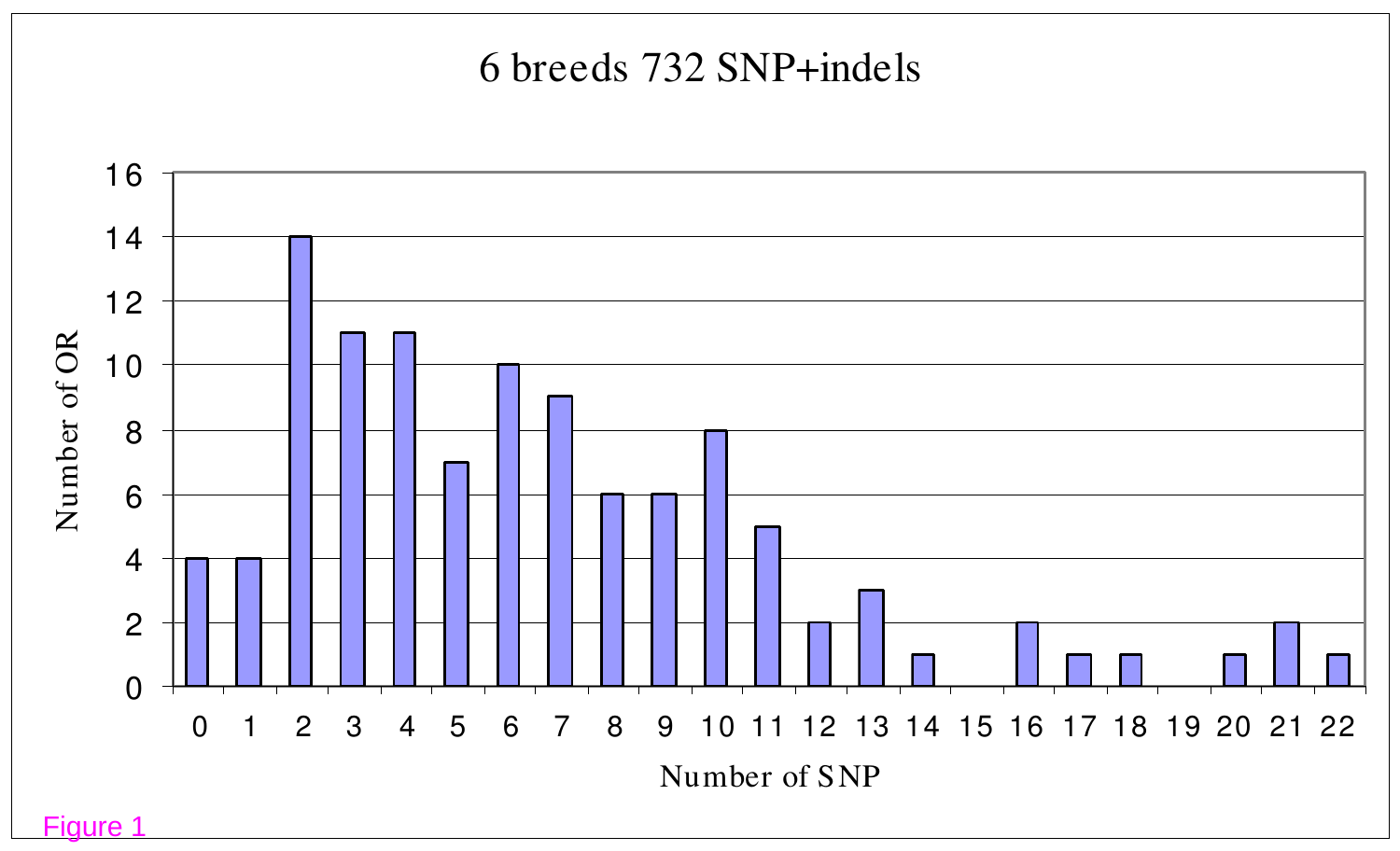6 breeds 732 SNP+indels

Number of OR

0 2 4 6 8 10 12 14 16

Number of SNP

0 1 2 3 4 5 6 7 8 9 10 11 12 13 14 15 16 17 18 19 20 21 22

Figure 1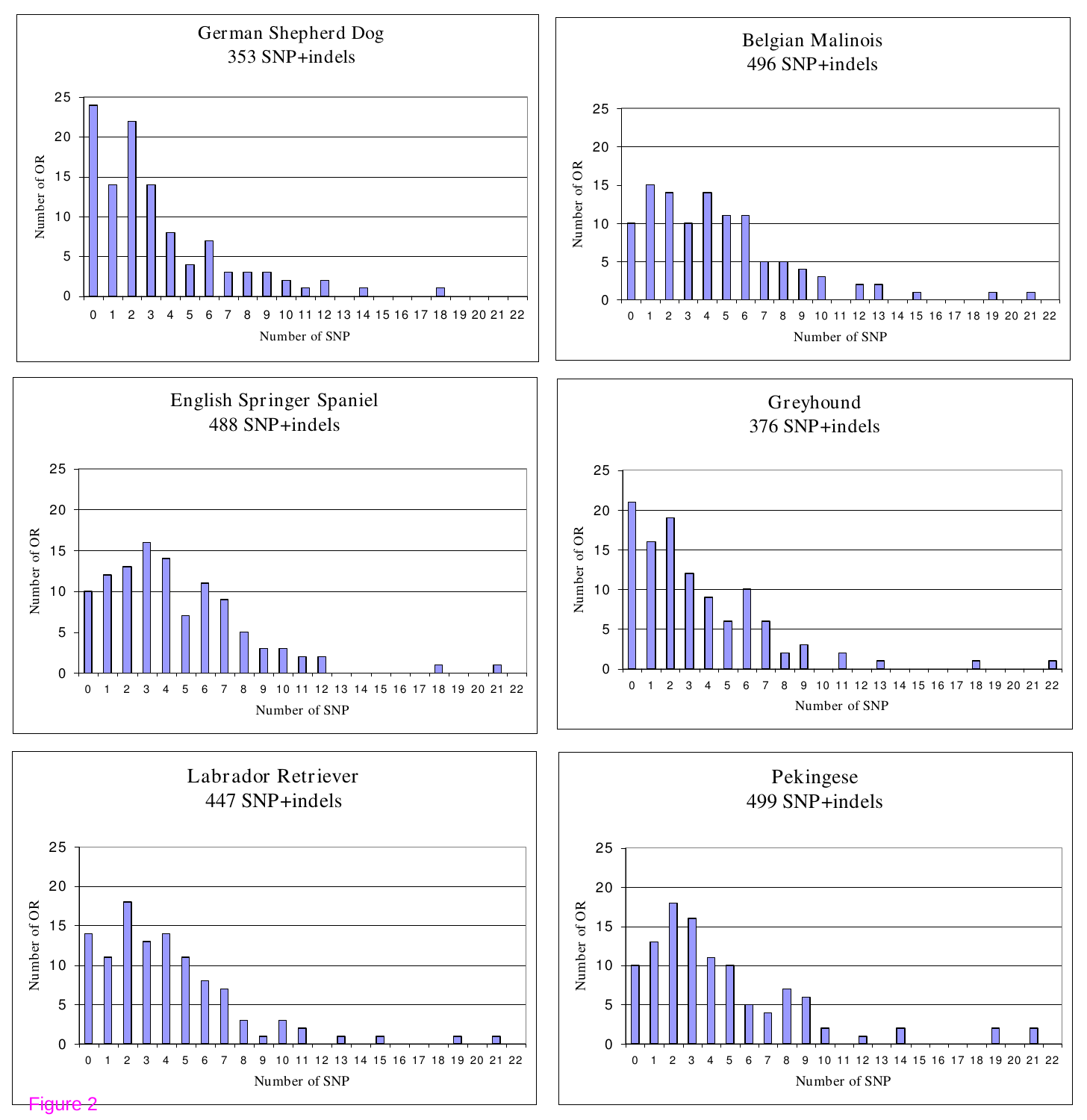German Shepherd Dog
353 SNP+indels

Number of OR

0 5 10 15 20 25

0 1 2 3 4 5 6 7 8 9 10 11 12 13 14 15 16 17 18 19 20 21 22

Number of SNP

Belgian Malinois
496 SNP+indels

Number of OR

0 5 10 15 20 25

0 1 2 3 4 5 6 7 8 9 10 11 12 13 14 15 16 17 18 19 20 21 22

Number of SNP

English Springer Spaniel
488 SNP+indels

Number of OR

0 5 10 15 20 25

0 1 2 3 4 5 6 7 8 9 10 11 12 13 14 15 16 17 18 19 20 21 22

Number of SNP

Greyhound
376 SNP+indels

Number of OR

0 5 10 15 20 25

0 1 2 3 4 5 6 7 8 9 10 11 12 13 14 15 16 17 18 19 20 21 22

Number of SNP

Labrador Retriever
447 SNP+indels

Number of OR

0 5 10 15 20 25

0 1 2 3 4 5 6 7 8 9 10 11 12 13 14 15 16 17 18 19 20 21 22

Number of SNP

Pekingese
499 SNP+indels

Number of OR

0 5 10 15 20 25

0 1 2 3 4 5 6 7 8 9 10 11 12 13 14 15 16 17 18 19 20 21 22

Number of SNP

Figure 2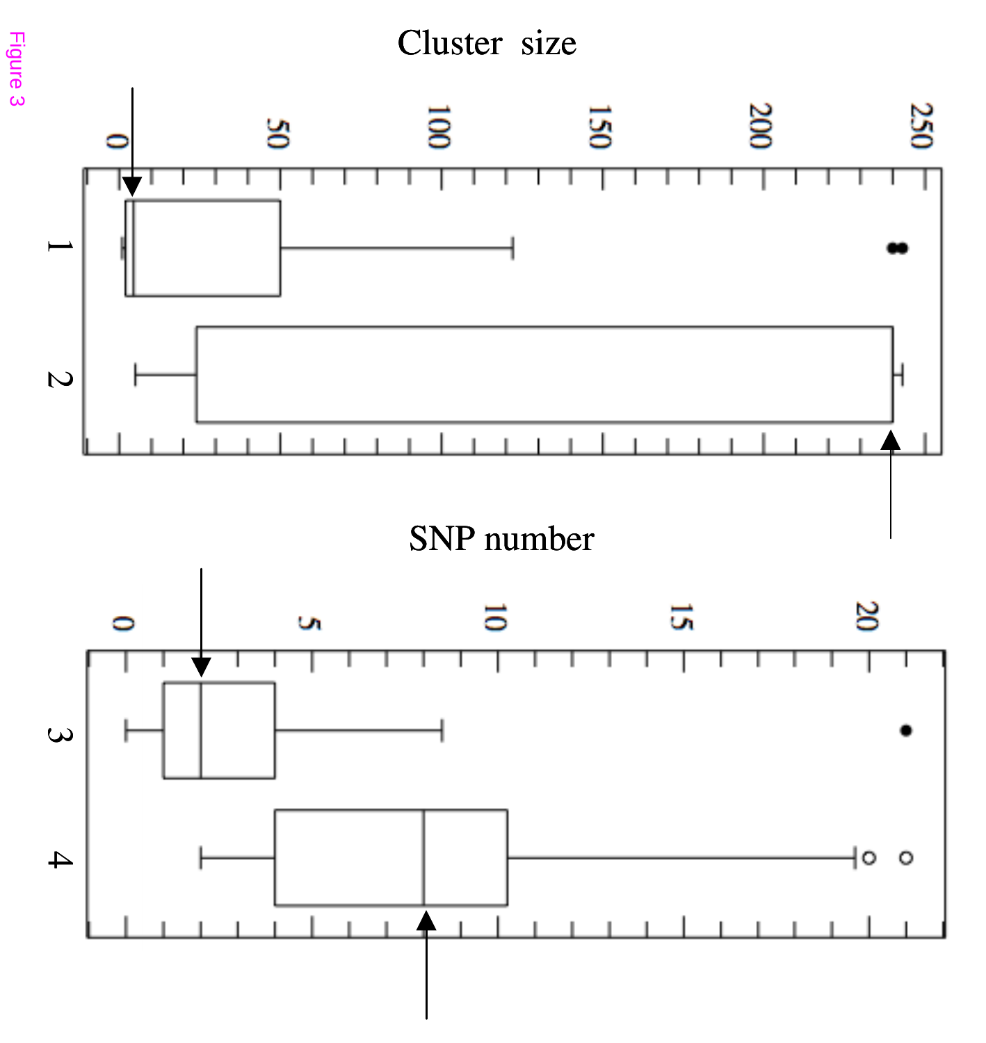Figure 3

Cluster size

0
50
100
150
200
250

1
2

SNP number

0
5
10
15
20

3
4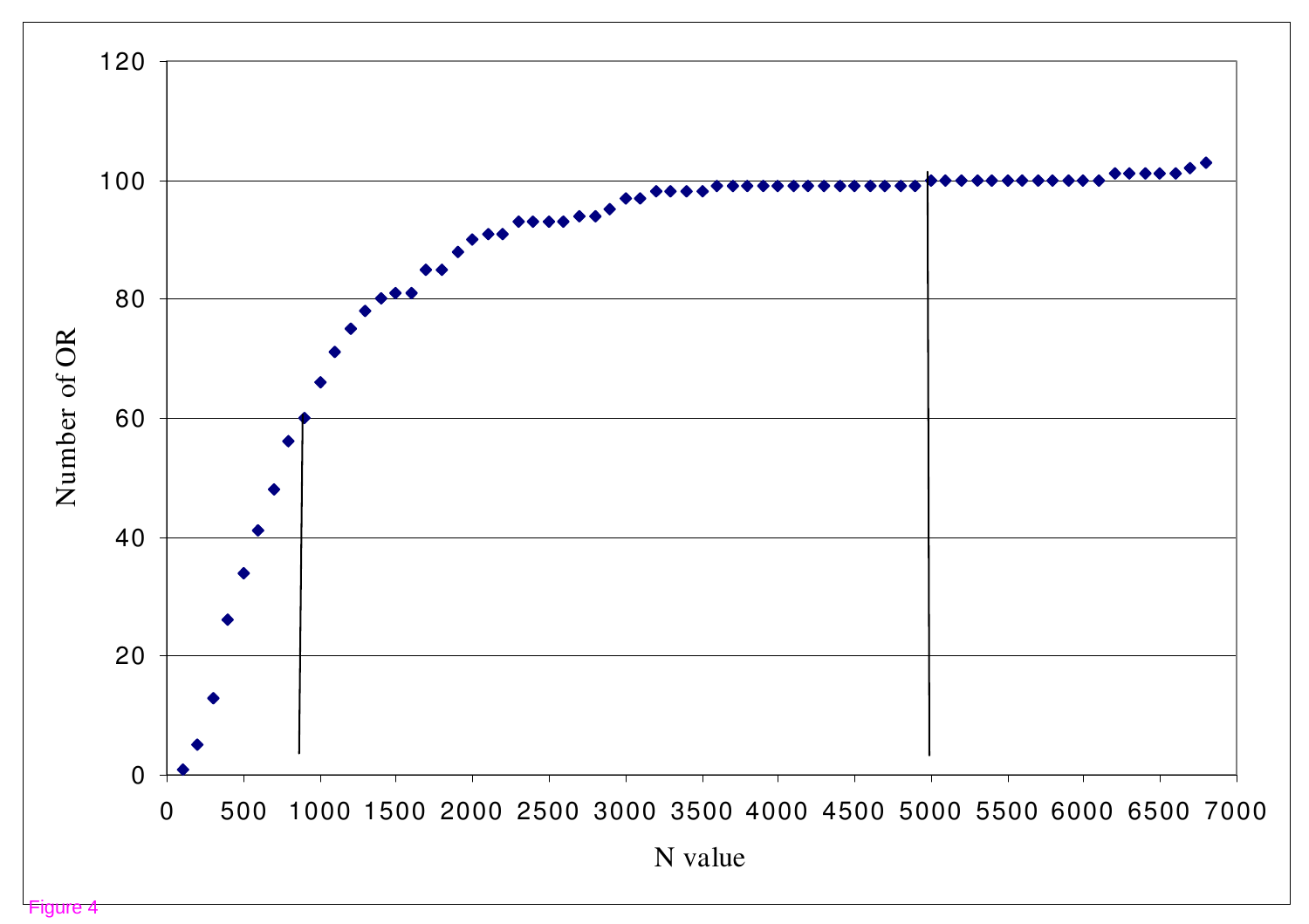120

100

80

60

40

20

0

Number of OR

0 500 1000 1500 2000 2500 3000 3500 4000 4500 5000 5500 6000 6500 7000

N value

Figure 4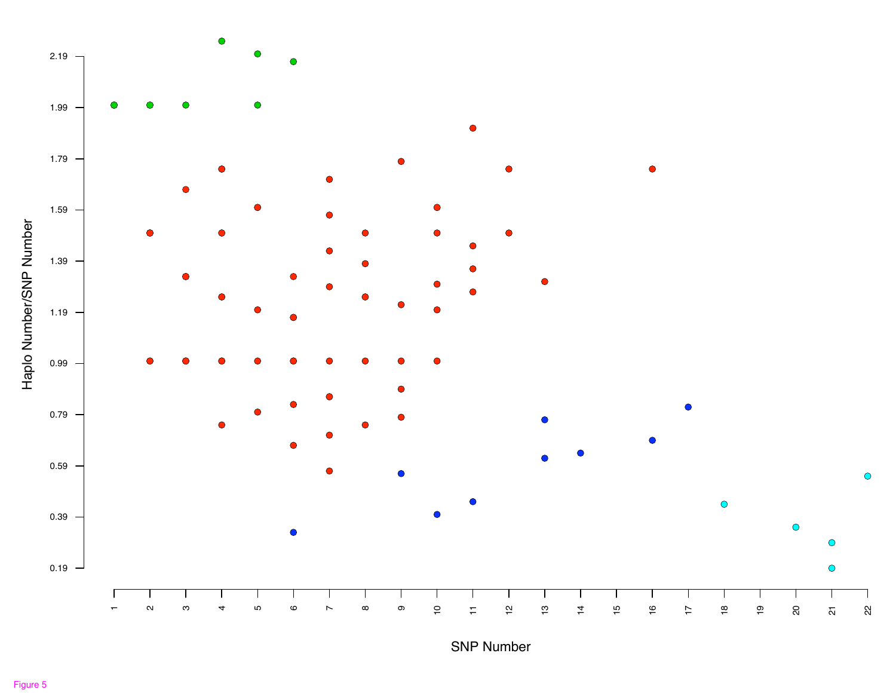Haplo Number/SNP Number

2.19
1.99
1.79
1.59
1.39
1.19
0.99
0.79
0.59
0.39
0.19

1 2 3 4 5 6 7 8 9 10 11 12 13 14 15 16 17 18 19 20 21 22

SNP Number

Figure 5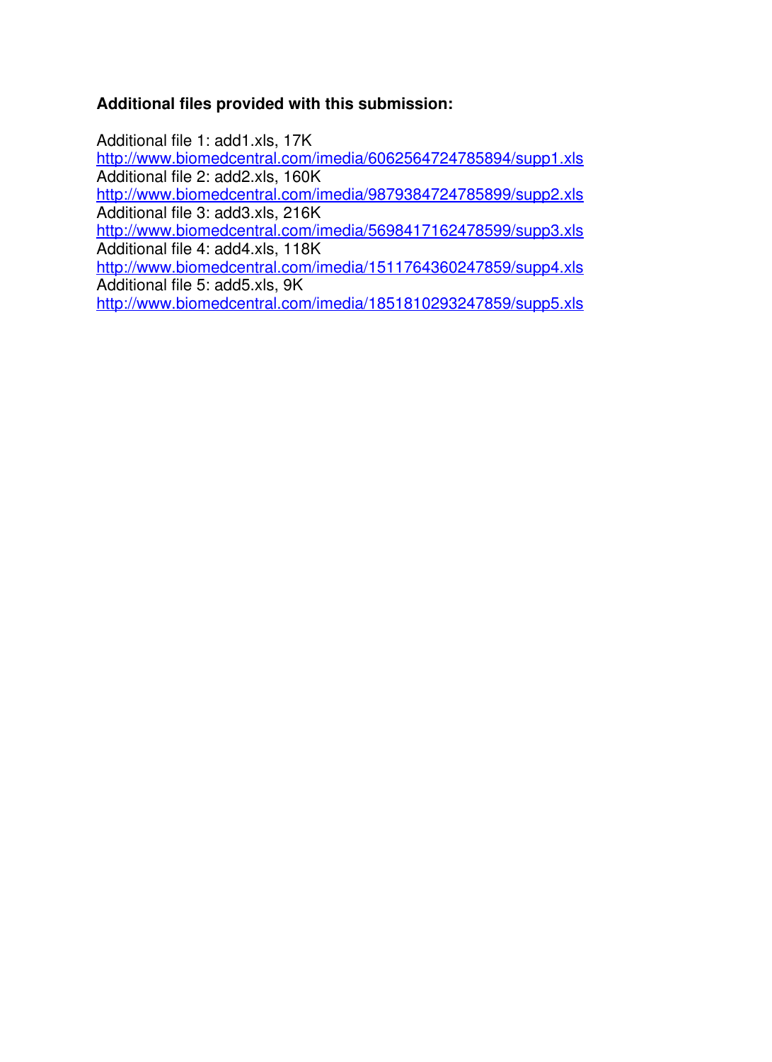**Additional files provided with this submission:**

Additional file 1: add1.xls, 17K
http://www.biomedcentral.com/imedia/6062564724785894/supp1.xls
Additional file 2: add2.xls, 160K
http://www.biomedcentral.com/imedia/9879384724785899/supp2.xls
Additional file 3: add3.xls, 216K
http://www.biomedcentral.com/imedia/5698417162478599/supp3.xls
Additional file 4: add4.xls, 118K
http://www.biomedcentral.com/imedia/1511764360247859/supp4.xls
Additional file 5: add5.xls, 9K
http://www.biomedcentral.com/imedia/1851810293247859/supp5.xls